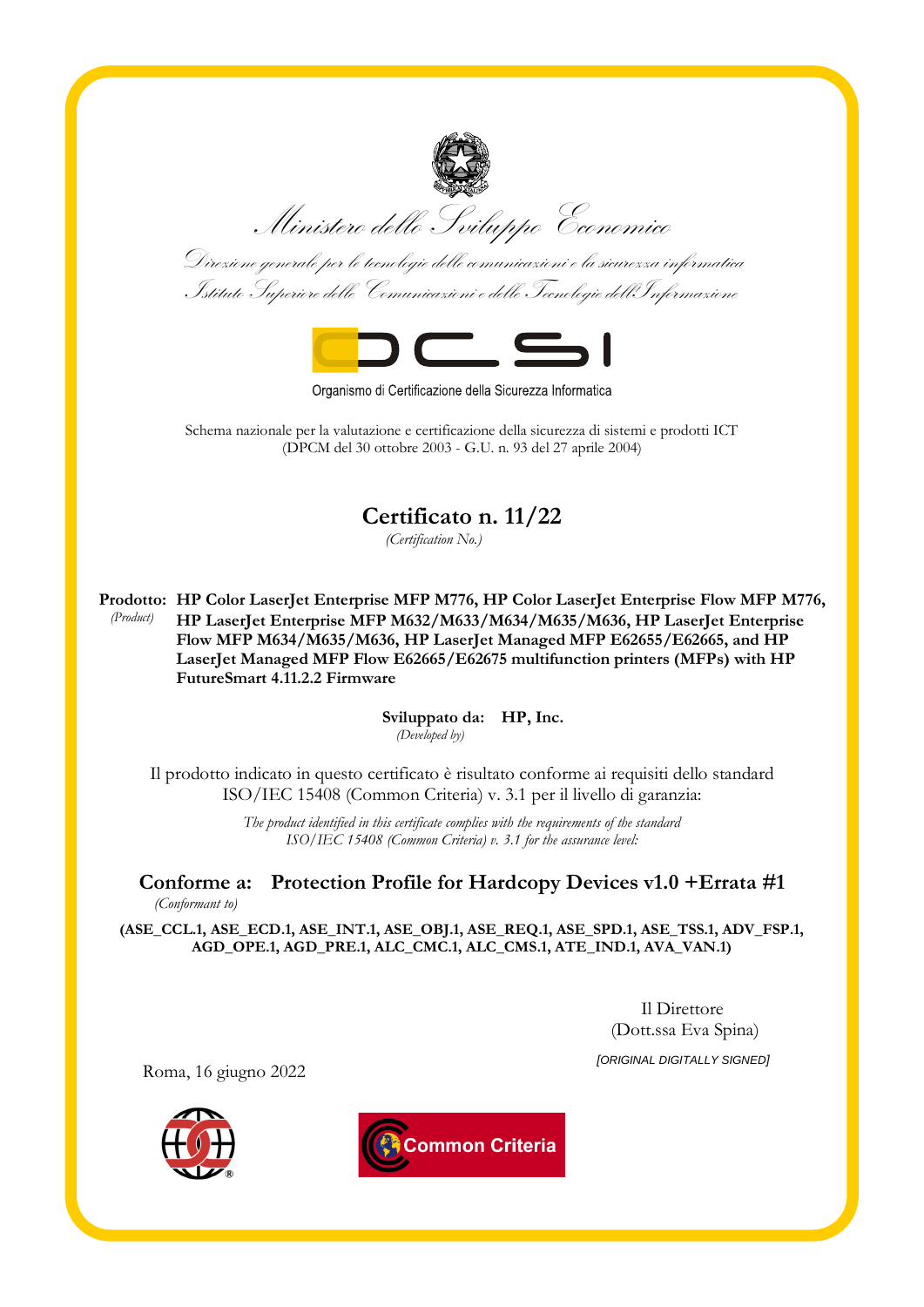Ministero dello Sviluppo Economico

Direzione generale per le tecnologie delle comunicazioni e la sicurezza informatica

Istituto Superiore delle Comunicazioni e delle Tecnologie dell'Informazione

OCSI

Organismo di Certificazione della Sicurezza Informatica

Schema nazionale per la valutazione e certificazione della sicurezza di sistemi e prodotti ICT
(DPCM del 30 ottobre 2003 - G.U. n. 93 del 27 aprile 2004)

# Certificato n. 11/22

*(Certification No.)*

**Prodotto:** **HP Color LaserJet Enterprise MFP M776, HP Color LaserJet Enterprise Flow MFP M776, HP LaserJet Enterprise MFP M632/M633/M634/M635/M636, HP LaserJet Enterprise Flow MFP M634/M635/M636, HP LaserJet Managed MFP E62655/E62665, and HP LaserJet Managed MFP Flow E62665/E62675 multifunction printers (MFPs) with HP FutureSmart 4.11.2.2 Firmware**
*(Product)*

**Sviluppato da:** **HP, Inc.**
*(Developed by)*

Il prodotto indicato in questo certificato è risultato conforme ai requisiti dello standard ISO/IEC 15408 (Common Criteria) v. 3.1 per il livello di garanzia:

*The product identified in this certificate complies with the requirements of the standard ISO/IEC 15408 (Common Criteria) v. 3.1 for the assurance level:*

**Conforme a:** **Protection Profile for Hardcopy Devices v1.0 +Errata #1**
*(Conformant to)*

**(ASE_CCL.1, ASE_ECD.1, ASE_INT.1, ASE_OBJ.1, ASE_REQ.1, ASE_SPD.1, ASE_TSS.1, ADV_FSP.1, AGD_OPE.1, AGD_PRE.1, ALC_CMC.1, ALC_CMS.1, ATE_IND.1, AVA_VAN.1)**

Il Direttore
(Dott.ssa Eva Spina)

*[ORIGINAL DIGITALLY SIGNED]*

Roma, 16 giugno 2022

Common Criteria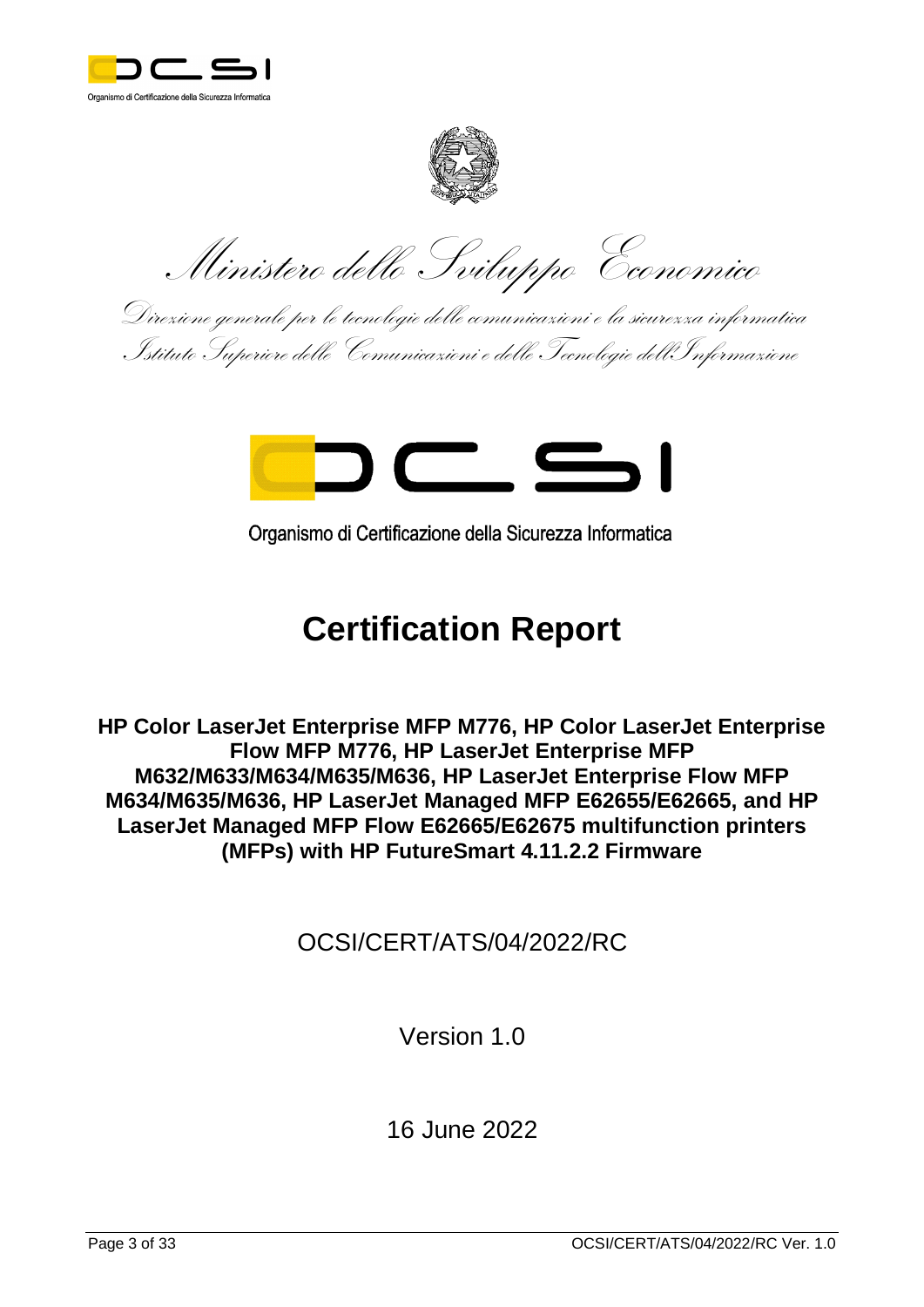Organismo di Certificazione della Sicurezza Informatica

*Ministero dello Sviluppo Economico*

*Direzione generale per le tecnologie delle comunicazioni e la sicurezza informatica*

*Istituto Superiore delle Comunicazioni e delle Tecnologie dell'Informazione*

Organismo di Certificazione della Sicurezza Informatica

# Certification Report

**HP Color LaserJet Enterprise MFP M776, HP Color LaserJet Enterprise Flow MFP M776, HP LaserJet Enterprise MFP M632/M633/M634/M635/M636, HP LaserJet Enterprise Flow MFP M634/M635/M636, HP LaserJet Managed MFP E62655/E62665, and HP LaserJet Managed MFP Flow E62665/E62675 multifunction printers (MFPs) with HP FutureSmart 4.11.2.2 Firmware**

OCSI/CERT/ATS/04/2022/RC

Version 1.0

16 June 2022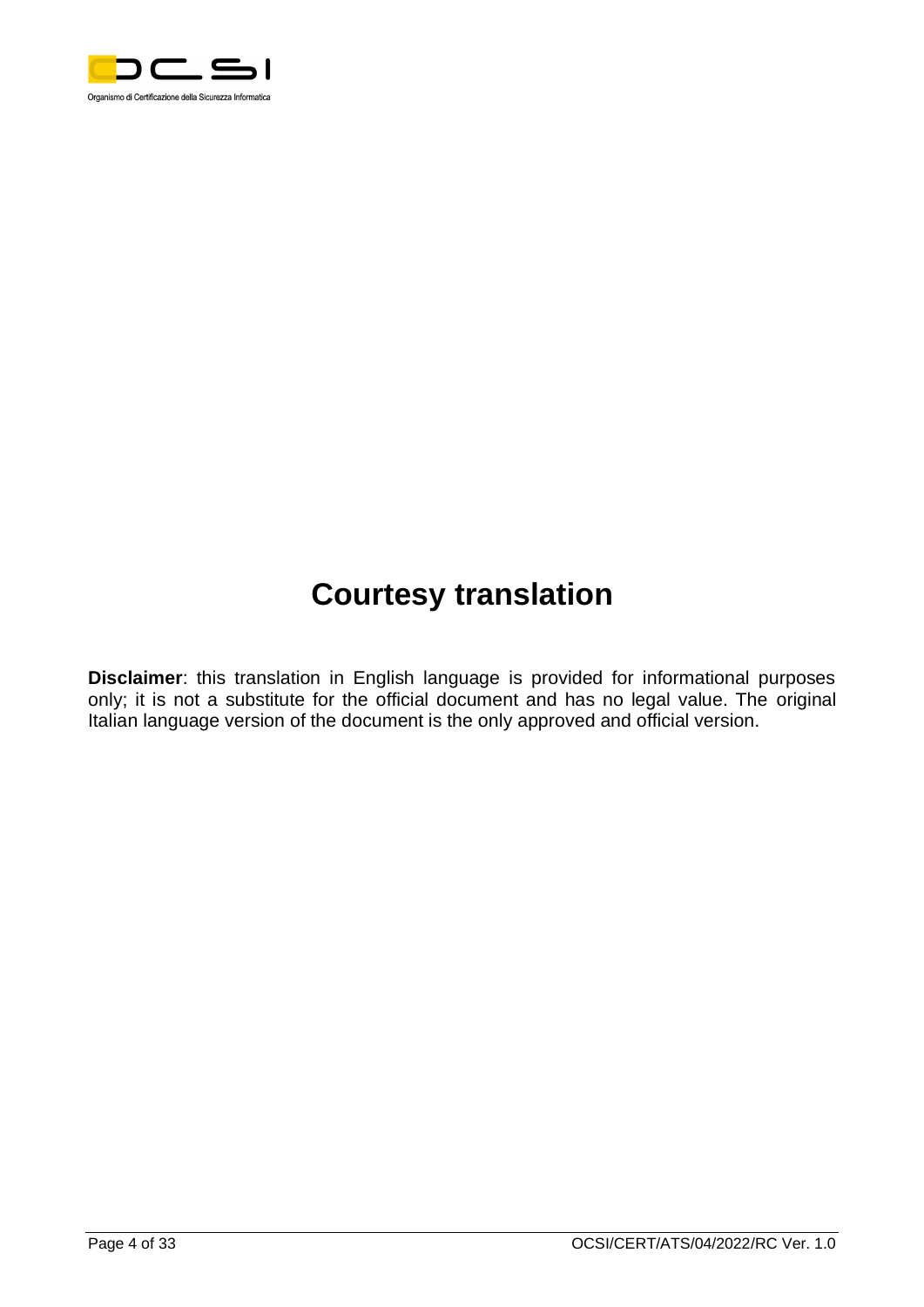# Courtesy translation

**Disclaimer**: this translation in English language is provided for informational purposes only; it is not a substitute for the official document and has no legal value. The original Italian language version of the document is the only approved and official version.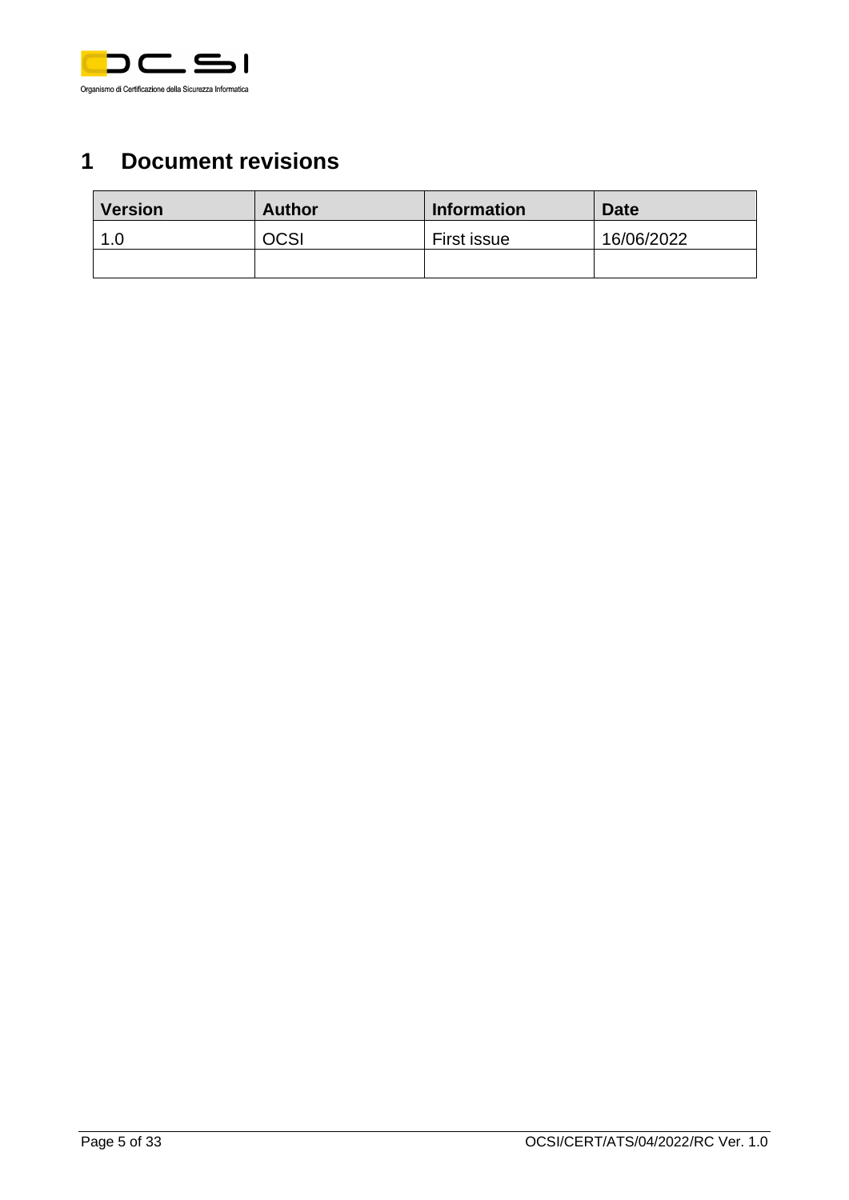# 1 Document revisions

| Version | Author | Information | Date |
|---|---|---|---|
| 1.0 | OCSI | First issue | 16/06/2022 |
| | | | |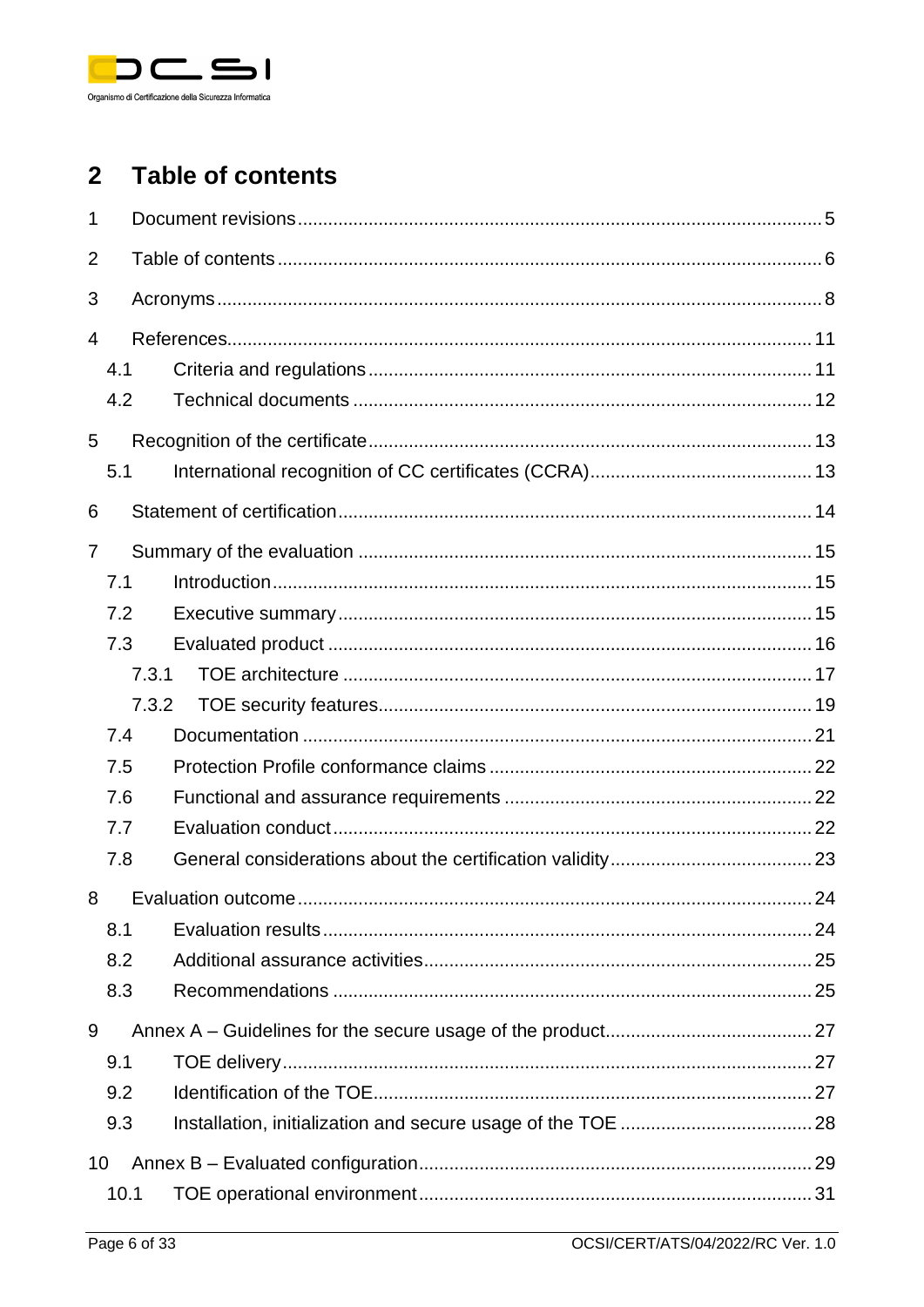# 2 Table of contents

1 Document revisions ........................................................................................................ 5

2 Table of contents ............................................................................................................ 6

3 Acronyms ........................................................................................................................ 8

4 References ..................................................................................................................... 11

- 4.1 Criteria and regulations ........................................................................................ 11
- 4.2 Technical documents ........................................................................................... 12

5 Recognition of the certificate ........................................................................................ 13

- 5.1 International recognition of CC certificates (CCRA) ............................................ 13

6 Statement of certification .............................................................................................. 14

7 Summary of the evaluation ........................................................................................... 15

- 7.1 Introduction .......................................................................................................... 15
- 7.2 Executive summary .............................................................................................. 15
- 7.3 Evaluated product ................................................................................................ 16
  - 7.3.1 TOE architecture ............................................................................................ 17
  - 7.3.2 TOE security features ..................................................................................... 19
- 7.4 Documentation ..................................................................................................... 21
- 7.5 Protection Profile conformance claims ................................................................ 22
- 7.6 Functional and assurance requirements .............................................................. 22
- 7.7 Evaluation conduct ............................................................................................... 22
- 7.8 General considerations about the certification validity ......................................... 23

8 Evaluation outcome ....................................................................................................... 24

- 8.1 Evaluation results ................................................................................................. 24
- 8.2 Additional assurance activities ............................................................................. 25
- 8.3 Recommendations ............................................................................................... 25

9 Annex A – Guidelines for the secure usage of the product .......................................... 27

- 9.1 TOE delivery ......................................................................................................... 27
- 9.2 Identification of the TOE ....................................................................................... 27
- 9.3 Installation, initialization and secure usage of the TOE ....................................... 28

10 Annex B – Evaluated configuration ............................................................................. 29

- 10.1 TOE operational environment ............................................................................. 31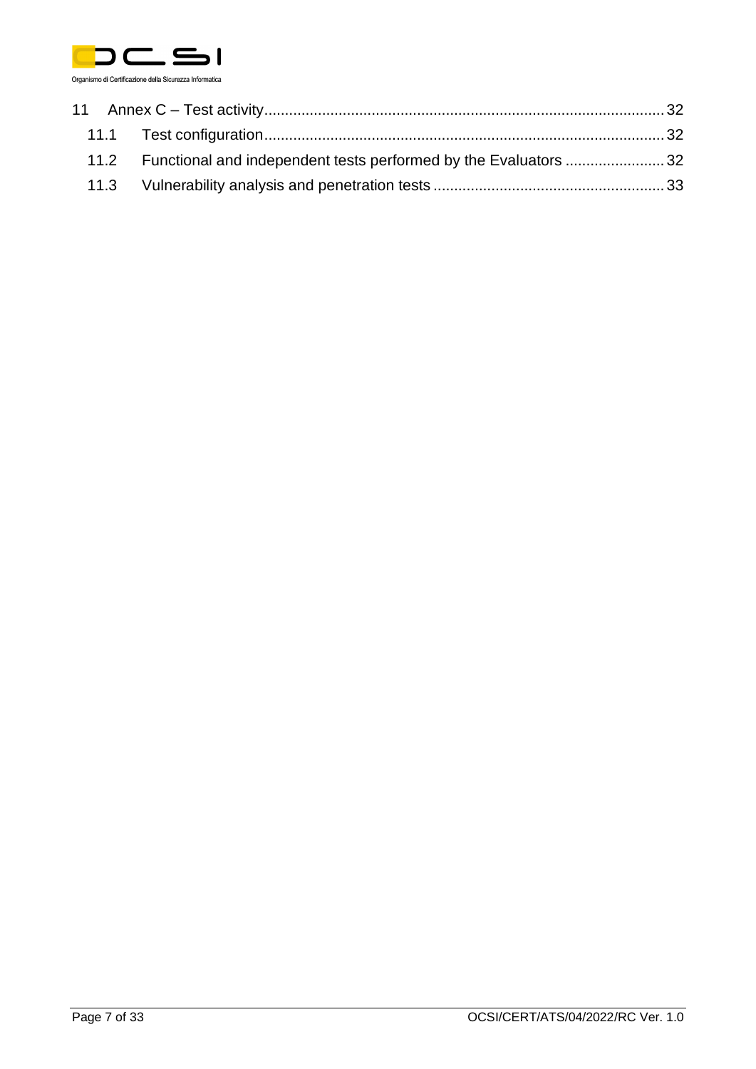11 Annex C – Test activity ... 32

11.1 Test configuration ... 32

11.2 Functional and independent tests performed by the Evaluators ... 32

11.3 Vulnerability analysis and penetration tests ... 33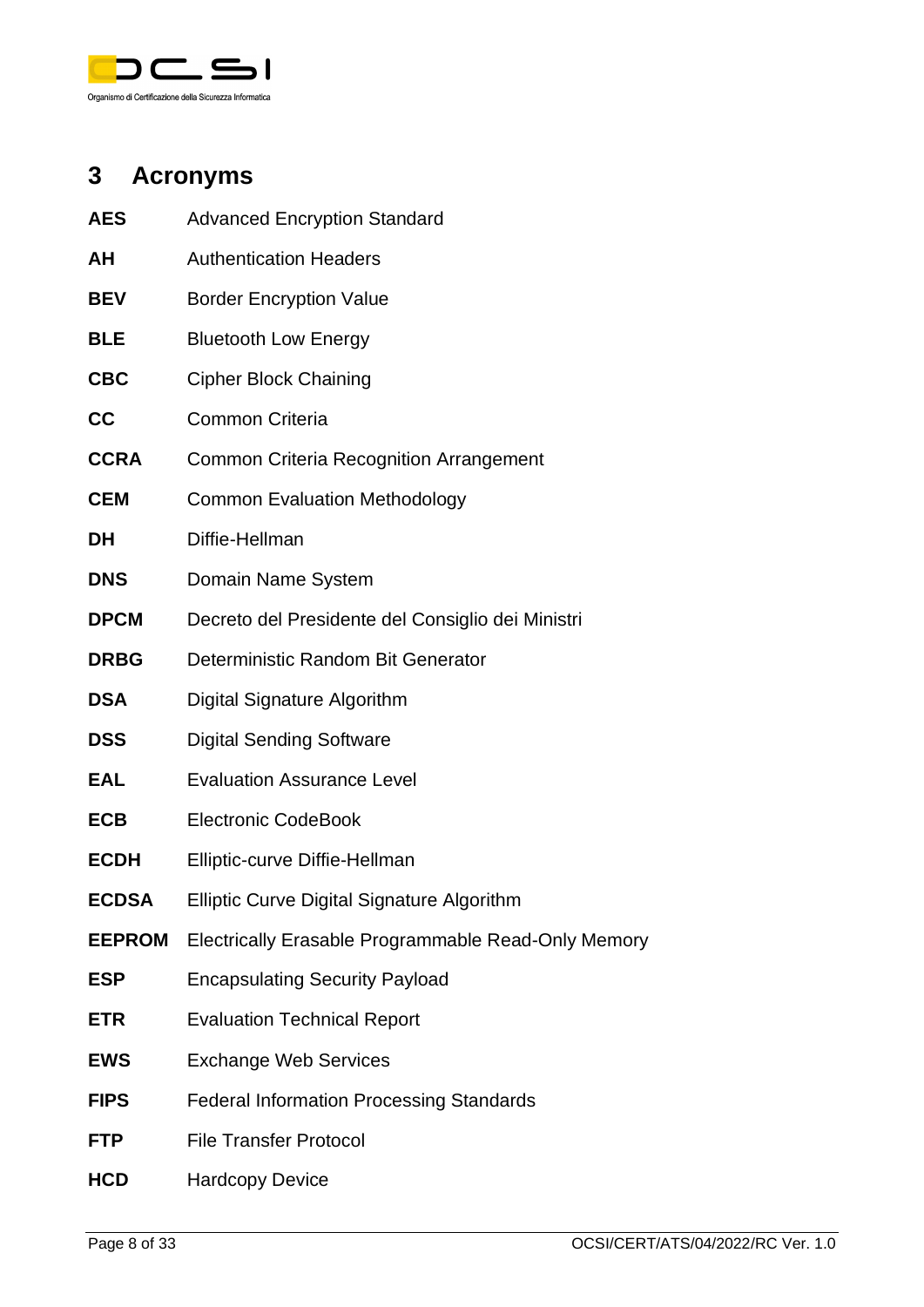## 3 Acronyms

| | |
|---|---|
| **AES** | Advanced Encryption Standard |
| **AH** | Authentication Headers |
| **BEV** | Border Encryption Value |
| **BLE** | Bluetooth Low Energy |
| **CBC** | Cipher Block Chaining |
| **CC** | Common Criteria |
| **CCRA** | Common Criteria Recognition Arrangement |
| **CEM** | Common Evaluation Methodology |
| **DH** | Diffie-Hellman |
| **DNS** | Domain Name System |
| **DPCM** | Decreto del Presidente del Consiglio dei Ministri |
| **DRBG** | Deterministic Random Bit Generator |
| **DSA** | Digital Signature Algorithm |
| **DSS** | Digital Sending Software |
| **EAL** | Evaluation Assurance Level |
| **ECB** | Electronic CodeBook |
| **ECDH** | Elliptic-curve Diffie-Hellman |
| **ECDSA** | Elliptic Curve Digital Signature Algorithm |
| **EEPROM** | Electrically Erasable Programmable Read-Only Memory |
| **ESP** | Encapsulating Security Payload |
| **ETR** | Evaluation Technical Report |
| **EWS** | Exchange Web Services |
| **FIPS** | Federal Information Processing Standards |
| **FTP** | File Transfer Protocol |
| **HCD** | Hardcopy Device |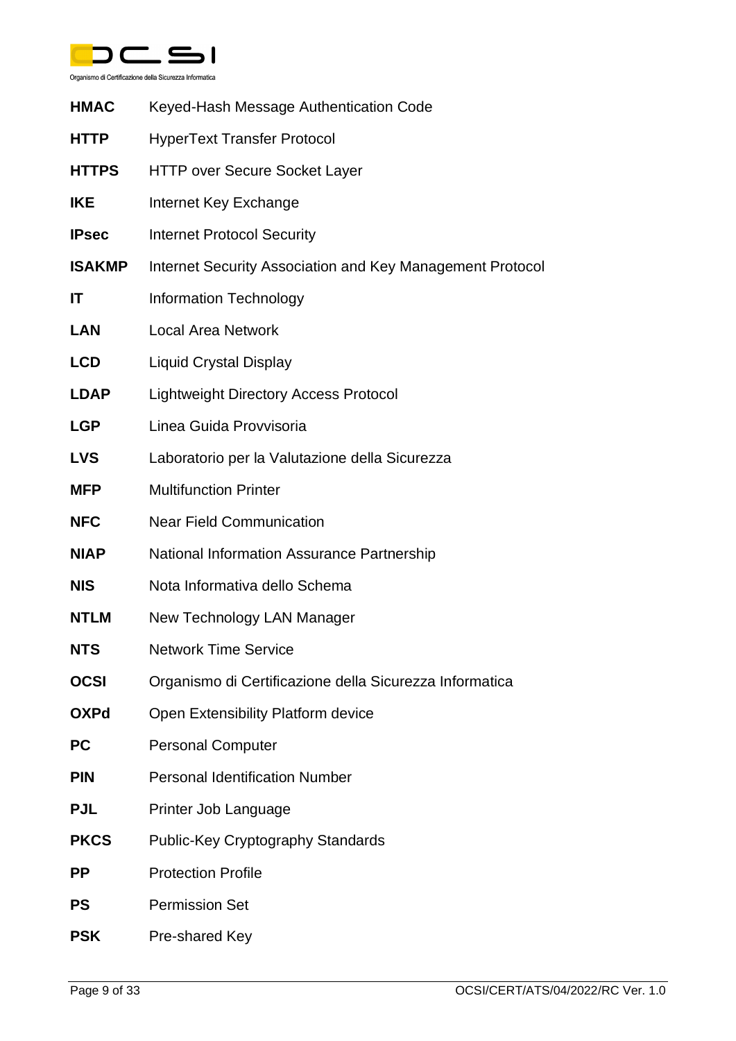| | |
|---|---|
| **HMAC** | Keyed-Hash Message Authentication Code |
| **HTTP** | HyperText Transfer Protocol |
| **HTTPS** | HTTP over Secure Socket Layer |
| **IKE** | Internet Key Exchange |
| **IPsec** | Internet Protocol Security |
| **ISAKMP** | Internet Security Association and Key Management Protocol |
| **IT** | Information Technology |
| **LAN** | Local Area Network |
| **LCD** | Liquid Crystal Display |
| **LDAP** | Lightweight Directory Access Protocol |
| **LGP** | Linea Guida Provvisoria |
| **LVS** | Laboratorio per la Valutazione della Sicurezza |
| **MFP** | Multifunction Printer |
| **NFC** | Near Field Communication |
| **NIAP** | National Information Assurance Partnership |
| **NIS** | Nota Informativa dello Schema |
| **NTLM** | New Technology LAN Manager |
| **NTS** | Network Time Service |
| **OCSI** | Organismo di Certificazione della Sicurezza Informatica |
| **OXPd** | Open Extensibility Platform device |
| **PC** | Personal Computer |
| **PIN** | Personal Identification Number |
| **PJL** | Printer Job Language |
| **PKCS** | Public-Key Cryptography Standards |
| **PP** | Protection Profile |
| **PS** | Permission Set |
| **PSK** | Pre-shared Key |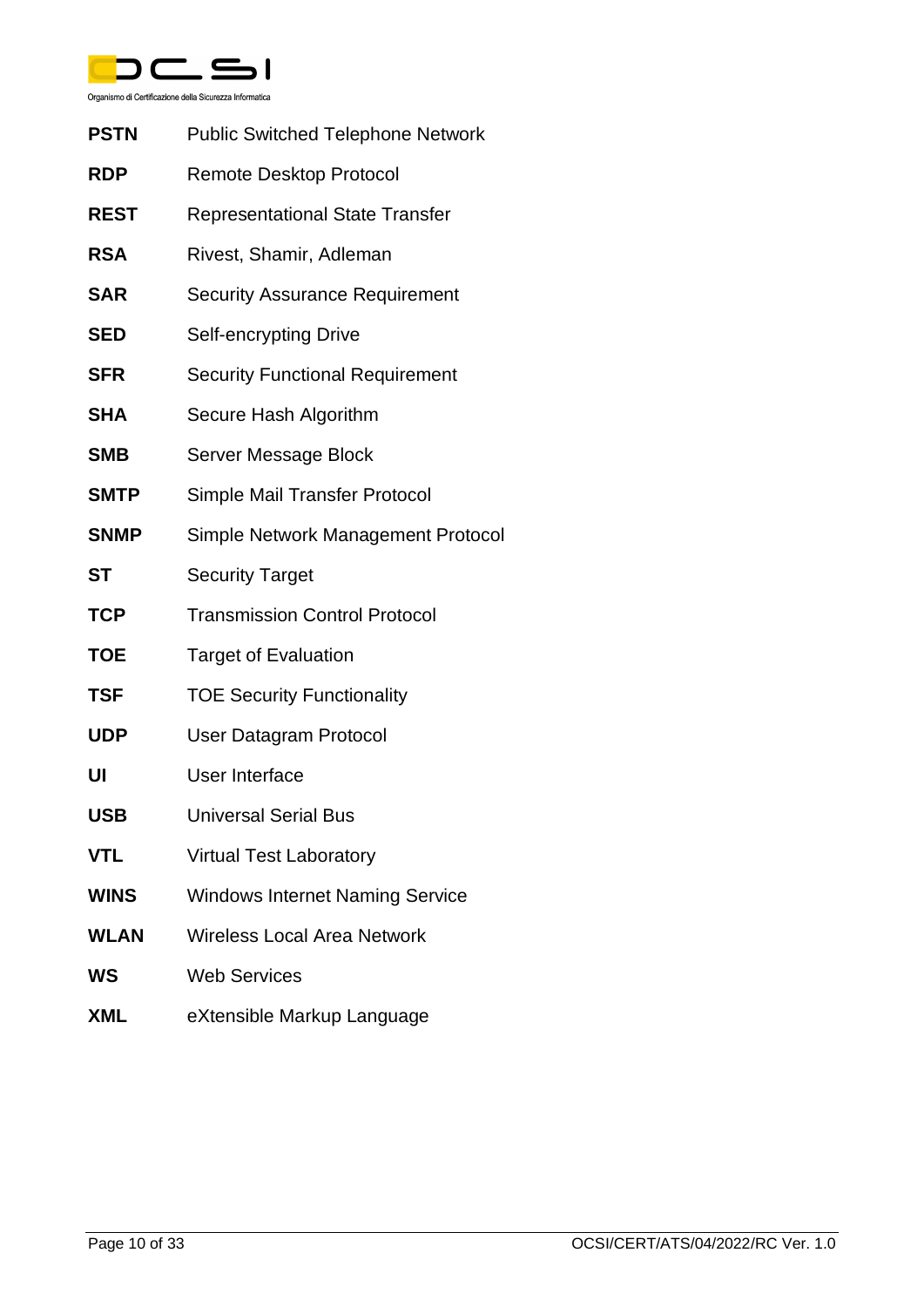**PSTN** Public Switched Telephone Network

**RDP** Remote Desktop Protocol

**REST** Representational State Transfer

**RSA** Rivest, Shamir, Adleman

**SAR** Security Assurance Requirement

**SED** Self-encrypting Drive

**SFR** Security Functional Requirement

**SHA** Secure Hash Algorithm

**SMB** Server Message Block

**SMTP** Simple Mail Transfer Protocol

**SNMP** Simple Network Management Protocol

**ST** Security Target

**TCP** Transmission Control Protocol

**TOE** Target of Evaluation

**TSF** TOE Security Functionality

**UDP** User Datagram Protocol

**UI** User Interface

**USB** Universal Serial Bus

**VTL** Virtual Test Laboratory

**WINS** Windows Internet Naming Service

**WLAN** Wireless Local Area Network

**WS** Web Services

**XML** eXtensible Markup Language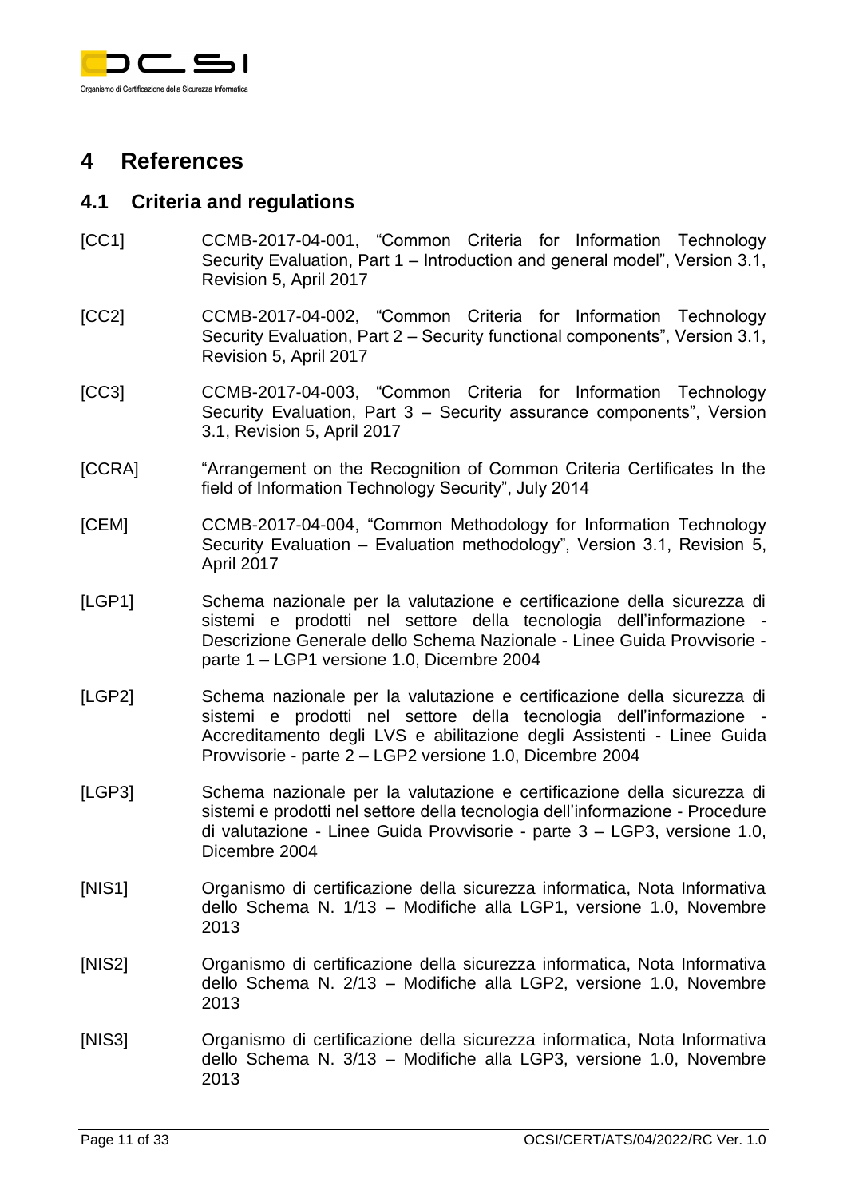# 4 References

## 4.1 Criteria and regulations

[CC1] CCMB-2017-04-001, "Common Criteria for Information Technology Security Evaluation, Part 1 – Introduction and general model", Version 3.1, Revision 5, April 2017

[CC2] CCMB-2017-04-002, "Common Criteria for Information Technology Security Evaluation, Part 2 – Security functional components", Version 3.1, Revision 5, April 2017

[CC3] CCMB-2017-04-003, "Common Criteria for Information Technology Security Evaluation, Part 3 – Security assurance components", Version 3.1, Revision 5, April 2017

[CCRA] "Arrangement on the Recognition of Common Criteria Certificates In the field of Information Technology Security", July 2014

[CEM] CCMB-2017-04-004, "Common Methodology for Information Technology Security Evaluation – Evaluation methodology", Version 3.1, Revision 5, April 2017

[LGP1] Schema nazionale per la valutazione e certificazione della sicurezza di sistemi e prodotti nel settore della tecnologia dell'informazione - Descrizione Generale dello Schema Nazionale - Linee Guida Provvisorie - parte 1 – LGP1 versione 1.0, Dicembre 2004

[LGP2] Schema nazionale per la valutazione e certificazione della sicurezza di sistemi e prodotti nel settore della tecnologia dell'informazione - Accreditamento degli LVS e abilitazione degli Assistenti - Linee Guida Provvisorie - parte 2 – LGP2 versione 1.0, Dicembre 2004

[LGP3] Schema nazionale per la valutazione e certificazione della sicurezza di sistemi e prodotti nel settore della tecnologia dell'informazione - Procedure di valutazione - Linee Guida Provvisorie - parte 3 – LGP3, versione 1.0, Dicembre 2004

[NIS1] Organismo di certificazione della sicurezza informatica, Nota Informativa dello Schema N. 1/13 – Modifiche alla LGP1, versione 1.0, Novembre 2013

[NIS2] Organismo di certificazione della sicurezza informatica, Nota Informativa dello Schema N. 2/13 – Modifiche alla LGP2, versione 1.0, Novembre 2013

[NIS3] Organismo di certificazione della sicurezza informatica, Nota Informativa dello Schema N. 3/13 – Modifiche alla LGP3, versione 1.0, Novembre 2013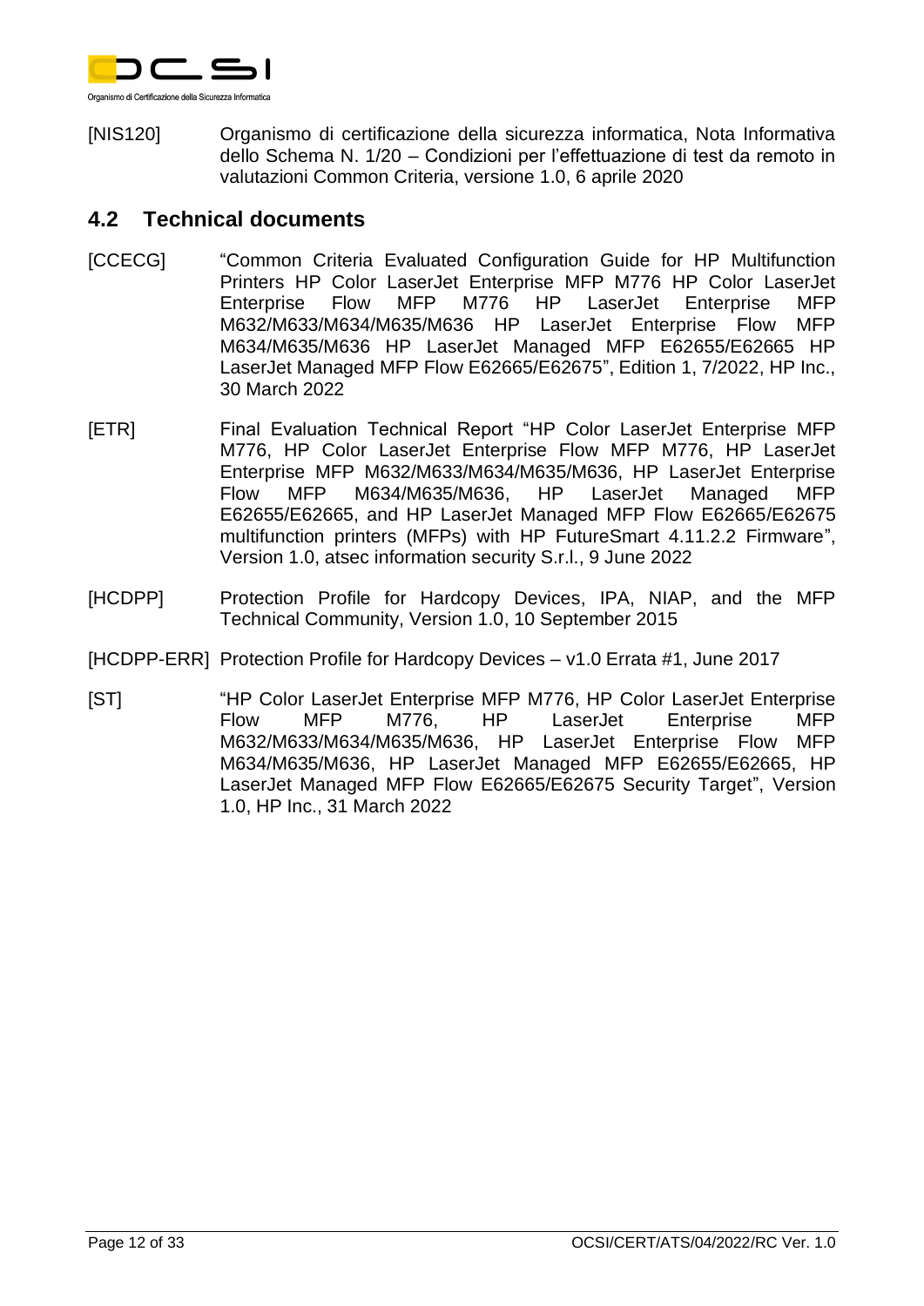[NIS120] Organismo di certificazione della sicurezza informatica, Nota Informativa dello Schema N. 1/20 – Condizioni per l'effettuazione di test da remoto in valutazioni Common Criteria, versione 1.0, 6 aprile 2020

## 4.2 Technical documents

[CCECG] "Common Criteria Evaluated Configuration Guide for HP Multifunction Printers HP Color LaserJet Enterprise MFP M776 HP Color LaserJet Enterprise Flow MFP M776 HP LaserJet Enterprise MFP M632/M633/M634/M635/M636 HP LaserJet Enterprise Flow MFP M634/M635/M636 HP LaserJet Managed MFP E62655/E62665 HP LaserJet Managed MFP Flow E62665/E62675", Edition 1, 7/2022, HP Inc., 30 March 2022

[ETR] Final Evaluation Technical Report "HP Color LaserJet Enterprise MFP M776, HP Color LaserJet Enterprise Flow MFP M776, HP LaserJet Enterprise MFP M632/M633/M634/M635/M636, HP LaserJet Enterprise Flow MFP M634/M635/M636, HP LaserJet Managed MFP E62655/E62665, and HP LaserJet Managed MFP Flow E62665/E62675 multifunction printers (MFPs) with HP FutureSmart 4.11.2.2 Firmware", Version 1.0, atsec information security S.r.l., 9 June 2022

[HCDPP] Protection Profile for Hardcopy Devices, IPA, NIAP, and the MFP Technical Community, Version 1.0, 10 September 2015

[HCDPP-ERR] Protection Profile for Hardcopy Devices – v1.0 Errata #1, June 2017

[ST] "HP Color LaserJet Enterprise MFP M776, HP Color LaserJet Enterprise Flow MFP M776, HP LaserJet Enterprise MFP M632/M633/M634/M635/M636, HP LaserJet Enterprise Flow MFP M634/M635/M636, HP LaserJet Managed MFP E62655/E62665, HP LaserJet Managed MFP Flow E62665/E62675 Security Target", Version 1.0, HP Inc., 31 March 2022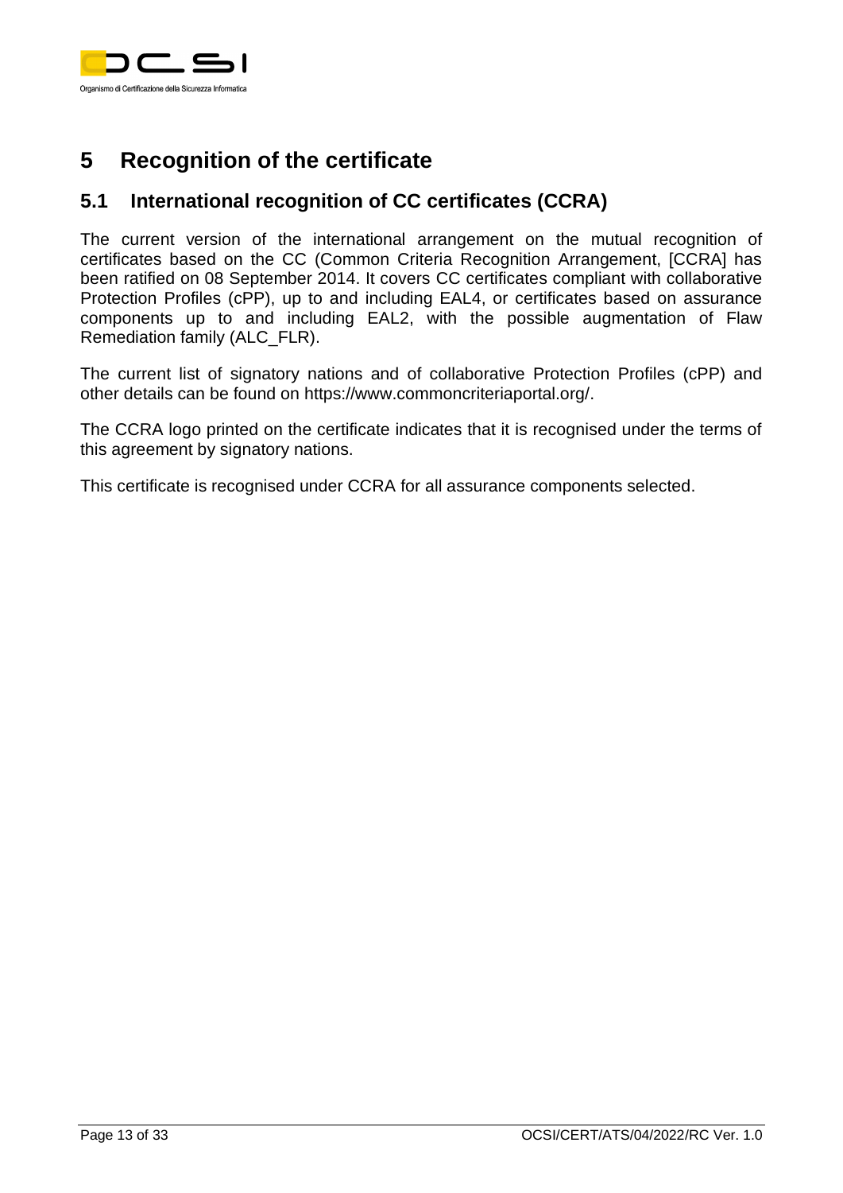# 5 Recognition of the certificate

## 5.1 International recognition of CC certificates (CCRA)

The current version of the international arrangement on the mutual recognition of certificates based on the CC (Common Criteria Recognition Arrangement, [CCRA] has been ratified on 08 September 2014. It covers CC certificates compliant with collaborative Protection Profiles (cPP), up to and including EAL4, or certificates based on assurance components up to and including EAL2, with the possible augmentation of Flaw Remediation family (ALC_FLR).

The current list of signatory nations and of collaborative Protection Profiles (cPP) and other details can be found on https://www.commoncriteriaportal.org/.

The CCRA logo printed on the certificate indicates that it is recognised under the terms of this agreement by signatory nations.

This certificate is recognised under CCRA for all assurance components selected.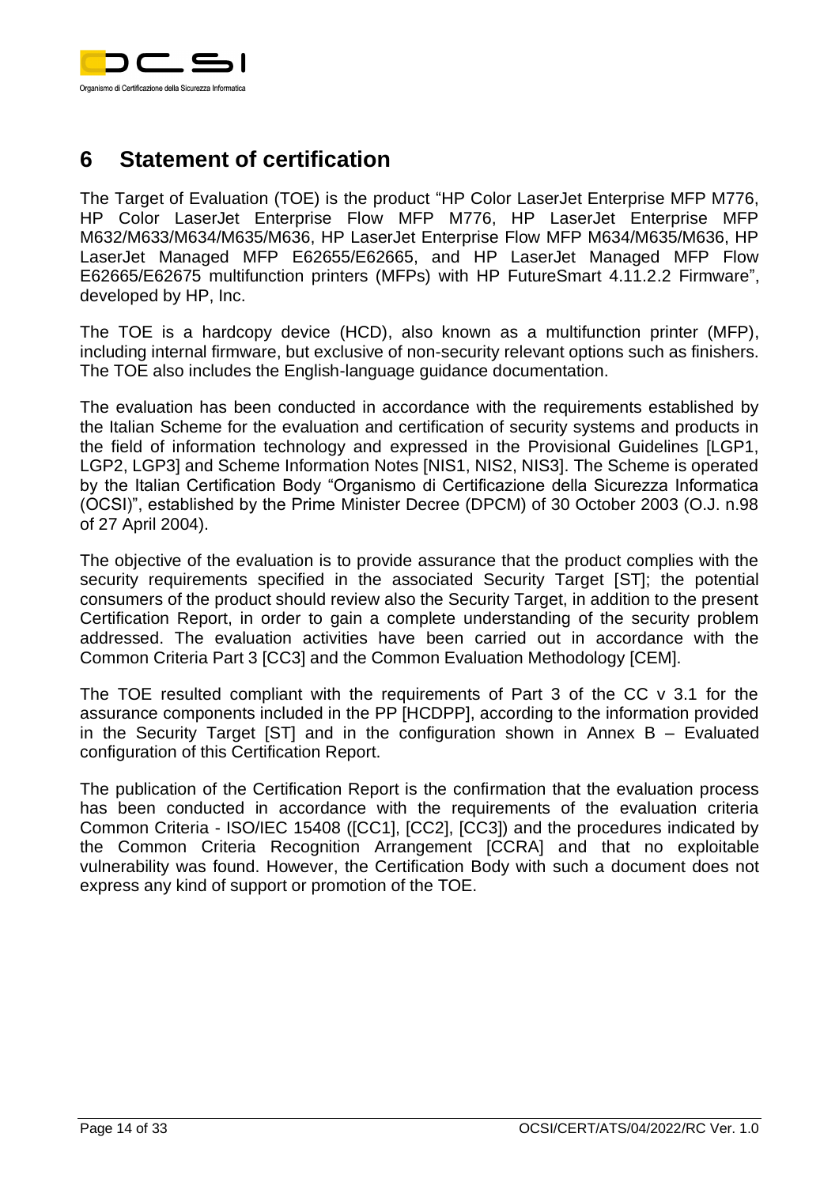# 6 Statement of certification

The Target of Evaluation (TOE) is the product "HP Color LaserJet Enterprise MFP M776, HP Color LaserJet Enterprise Flow MFP M776, HP LaserJet Enterprise MFP M632/M633/M634/M635/M636, HP LaserJet Enterprise Flow MFP M634/M635/M636, HP LaserJet Managed MFP E62655/E62665, and HP LaserJet Managed MFP Flow E62665/E62675 multifunction printers (MFPs) with HP FutureSmart 4.11.2.2 Firmware", developed by HP, Inc.

The TOE is a hardcopy device (HCD), also known as a multifunction printer (MFP), including internal firmware, but exclusive of non-security relevant options such as finishers. The TOE also includes the English-language guidance documentation.

The evaluation has been conducted in accordance with the requirements established by the Italian Scheme for the evaluation and certification of security systems and products in the field of information technology and expressed in the Provisional Guidelines [LGP1, LGP2, LGP3] and Scheme Information Notes [NIS1, NIS2, NIS3]. The Scheme is operated by the Italian Certification Body "Organismo di Certificazione della Sicurezza Informatica (OCSI)", established by the Prime Minister Decree (DPCM) of 30 October 2003 (O.J. n.98 of 27 April 2004).

The objective of the evaluation is to provide assurance that the product complies with the security requirements specified in the associated Security Target [ST]; the potential consumers of the product should review also the Security Target, in addition to the present Certification Report, in order to gain a complete understanding of the security problem addressed. The evaluation activities have been carried out in accordance with the Common Criteria Part 3 [CC3] and the Common Evaluation Methodology [CEM].

The TOE resulted compliant with the requirements of Part 3 of the CC v 3.1 for the assurance components included in the PP [HCDPP], according to the information provided in the Security Target [ST] and in the configuration shown in Annex B – Evaluated configuration of this Certification Report.

The publication of the Certification Report is the confirmation that the evaluation process has been conducted in accordance with the requirements of the evaluation criteria Common Criteria - ISO/IEC 15408 ([CC1], [CC2], [CC3]) and the procedures indicated by the Common Criteria Recognition Arrangement [CCRA] and that no exploitable vulnerability was found. However, the Certification Body with such a document does not express any kind of support or promotion of the TOE.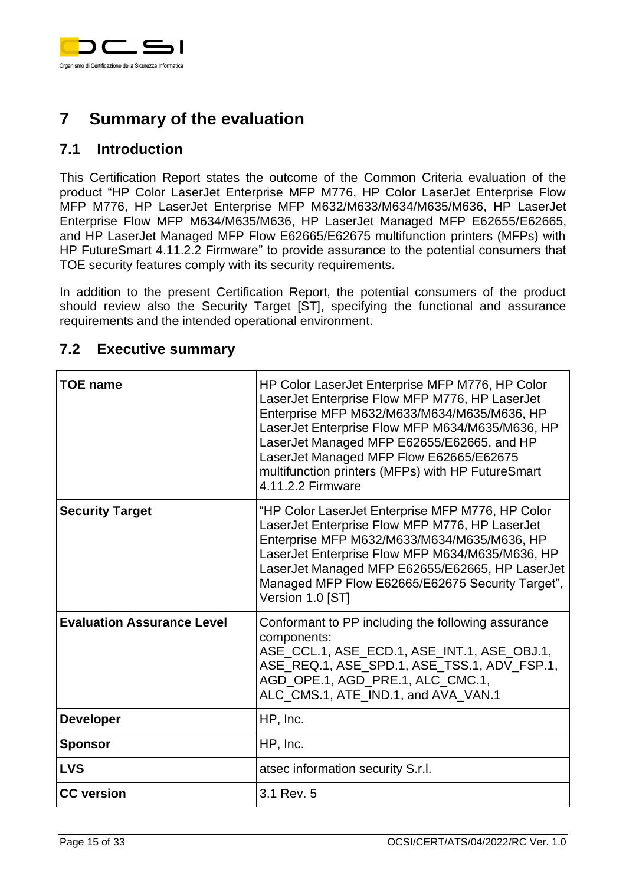# 7 Summary of the evaluation

## 7.1 Introduction

This Certification Report states the outcome of the Common Criteria evaluation of the product "HP Color LaserJet Enterprise MFP M776, HP Color LaserJet Enterprise Flow MFP M776, HP LaserJet Enterprise MFP M632/M633/M634/M635/M636, HP LaserJet Enterprise Flow MFP M634/M635/M636, HP LaserJet Managed MFP E62655/E62665, and HP LaserJet Managed MFP Flow E62665/E62675 multifunction printers (MFPs) with HP FutureSmart 4.11.2.2 Firmware" to provide assurance to the potential consumers that TOE security features comply with its security requirements.

In addition to the present Certification Report, the potential consumers of the product should review also the Security Target [ST], specifying the functional and assurance requirements and the intended operational environment.

## 7.2 Executive summary

| | |
|---|---|
| **TOE name** | HP Color LaserJet Enterprise MFP M776, HP Color LaserJet Enterprise Flow MFP M776, HP LaserJet Enterprise MFP M632/M633/M634/M635/M636, HP LaserJet Enterprise Flow MFP M634/M635/M636, HP LaserJet Managed MFP E62655/E62665, and HP LaserJet Managed MFP Flow E62665/E62675 multifunction printers (MFPs) with HP FutureSmart 4.11.2.2 Firmware |
| **Security Target** | "HP Color LaserJet Enterprise MFP M776, HP Color LaserJet Enterprise Flow MFP M776, HP LaserJet Enterprise MFP M632/M633/M634/M635/M636, HP LaserJet Enterprise Flow MFP M634/M635/M636, HP LaserJet Managed MFP E62655/E62665, HP LaserJet Managed MFP Flow E62665/E62675 Security Target", Version 1.0 [ST] |
| **Evaluation Assurance Level** | Conformant to PP including the following assurance components: ASE_CCL.1, ASE_ECD.1, ASE_INT.1, ASE_OBJ.1, ASE_REQ.1, ASE_SPD.1, ASE_TSS.1, ADV_FSP.1, AGD_OPE.1, AGD_PRE.1, ALC_CMC.1, ALC_CMS.1, ATE_IND.1, and AVA_VAN.1 |
| **Developer** | HP, Inc. |
| **Sponsor** | HP, Inc. |
| **LVS** | atsec information security S.r.l. |
| **CC version** | 3.1 Rev. 5 |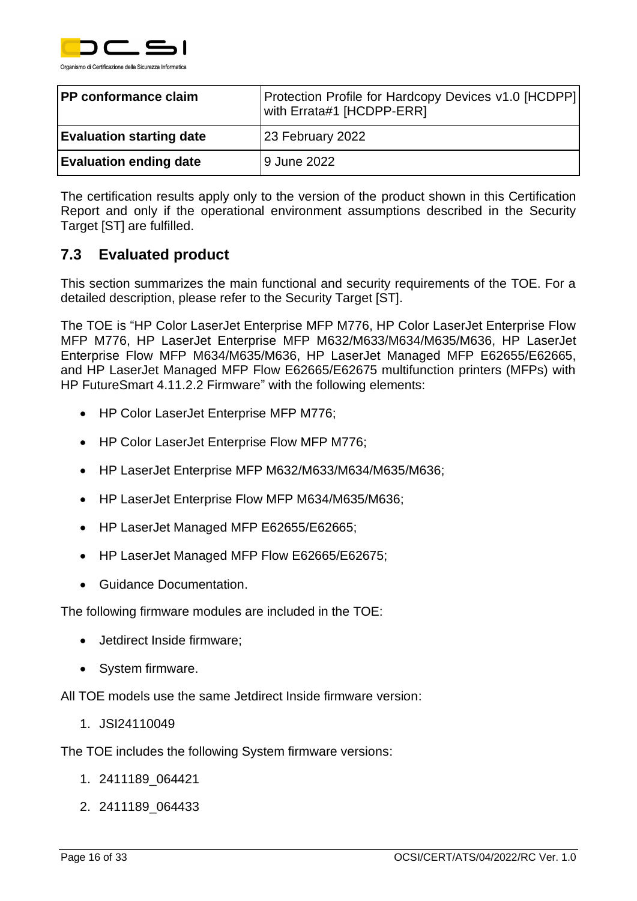| PP conformance claim | Protection Profile for Hardcopy Devices v1.0 [HCDPP] with Errata#1 [HCDPP-ERR] |
| --- | --- |
| Evaluation starting date | 23 February 2022 |
| Evaluation ending date | 9 June 2022 |

The certification results apply only to the version of the product shown in this Certification Report and only if the operational environment assumptions described in the Security Target [ST] are fulfilled.

## 7.3 Evaluated product

This section summarizes the main functional and security requirements of the TOE. For a detailed description, please refer to the Security Target [ST].

The TOE is "HP Color LaserJet Enterprise MFP M776, HP Color LaserJet Enterprise Flow MFP M776, HP LaserJet Enterprise MFP M632/M633/M634/M635/M636, HP LaserJet Enterprise Flow MFP M634/M635/M636, HP LaserJet Managed MFP E62655/E62665, and HP LaserJet Managed MFP Flow E62665/E62675 multifunction printers (MFPs) with HP FutureSmart 4.11.2.2 Firmware" with the following elements:

- HP Color LaserJet Enterprise MFP M776;
- HP Color LaserJet Enterprise Flow MFP M776;
- HP LaserJet Enterprise MFP M632/M633/M634/M635/M636;
- HP LaserJet Enterprise Flow MFP M634/M635/M636;
- HP LaserJet Managed MFP E62655/E62665;
- HP LaserJet Managed MFP Flow E62665/E62675;
- Guidance Documentation.

The following firmware modules are included in the TOE:

- Jetdirect Inside firmware;
- System firmware.

All TOE models use the same Jetdirect Inside firmware version:

1. JSI24110049

The TOE includes the following System firmware versions:

1. 2411189_064421
2. 2411189_064433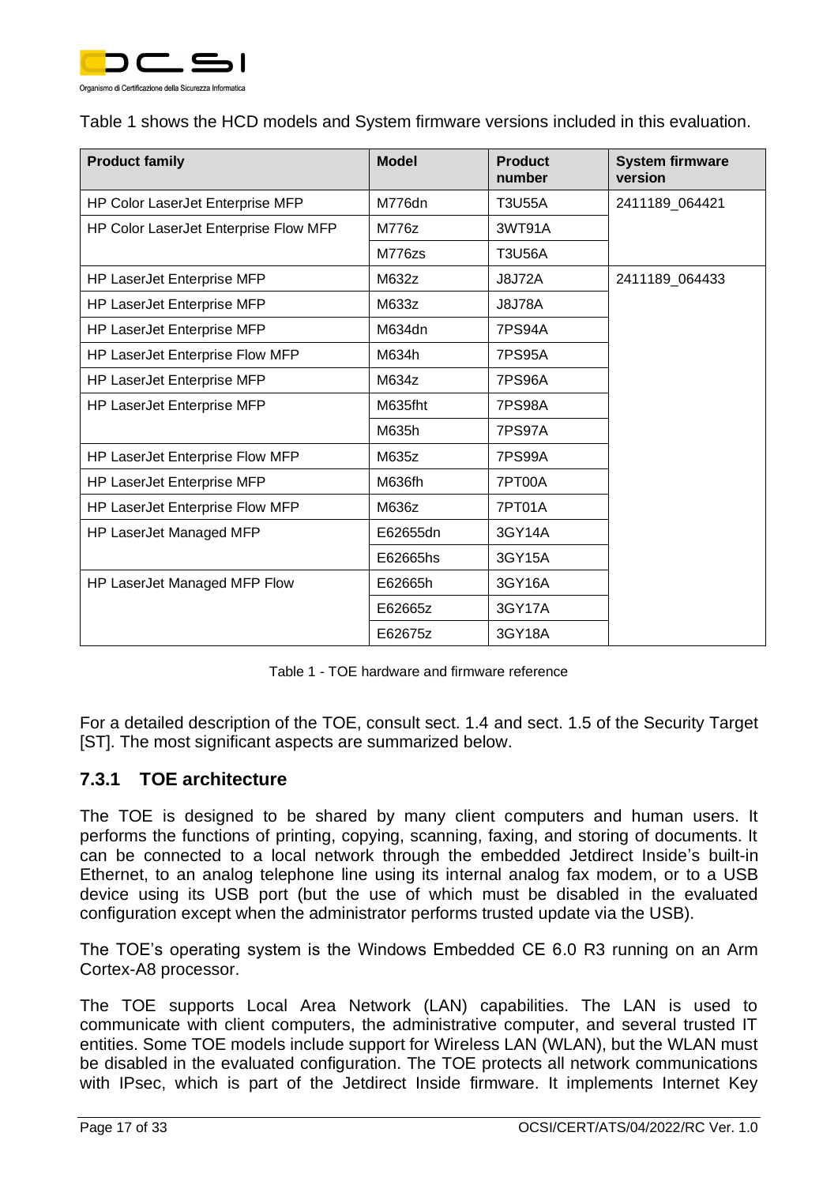Table 1 shows the HCD models and System firmware versions included in this evaluation.

| Product family | Model | Product number | System firmware version |
|---|---|---|---|
| HP Color LaserJet Enterprise MFP | M776dn | T3U55A | 2411189_064421 |
| HP Color LaserJet Enterprise Flow MFP | M776z | 3WT91A | |
| | M776zs | T3U56A | |
| HP LaserJet Enterprise MFP | M632z | J8J72A | 2411189_064433 |
| HP LaserJet Enterprise MFP | M633z | J8J78A | |
| HP LaserJet Enterprise MFP | M634dn | 7PS94A | |
| HP LaserJet Enterprise Flow MFP | M634h | 7PS95A | |
| HP LaserJet Enterprise MFP | M634z | 7PS96A | |
| HP LaserJet Enterprise MFP | M635fht | 7PS98A | |
| | M635h | 7PS97A | |
| HP LaserJet Enterprise Flow MFP | M635z | 7PS99A | |
| HP LaserJet Enterprise MFP | M636fh | 7PT00A | |
| HP LaserJet Enterprise Flow MFP | M636z | 7PT01A | |
| HP LaserJet Managed MFP | E62655dn | 3GY14A | |
| | E62665hs | 3GY15A | |
| HP LaserJet Managed MFP Flow | E62665h | 3GY16A | |
| | E62665z | 3GY17A | |
| | E62675z | 3GY18A | |

Table 1 - TOE hardware and firmware reference

For a detailed description of the TOE, consult sect. 1.4 and sect. 1.5 of the Security Target [ST]. The most significant aspects are summarized below.

### 7.3.1 TOE architecture

The TOE is designed to be shared by many client computers and human users. It performs the functions of printing, copying, scanning, faxing, and storing of documents. It can be connected to a local network through the embedded Jetdirect Inside's built-in Ethernet, to an analog telephone line using its internal analog fax modem, or to a USB device using its USB port (but the use of which must be disabled in the evaluated configuration except when the administrator performs trusted update via the USB).

The TOE's operating system is the Windows Embedded CE 6.0 R3 running on an Arm Cortex-A8 processor.

The TOE supports Local Area Network (LAN) capabilities. The LAN is used to communicate with client computers, the administrative computer, and several trusted IT entities. Some TOE models include support for Wireless LAN (WLAN), but the WLAN must be disabled in the evaluated configuration. The TOE protects all network communications with IPsec, which is part of the Jetdirect Inside firmware. It implements Internet Key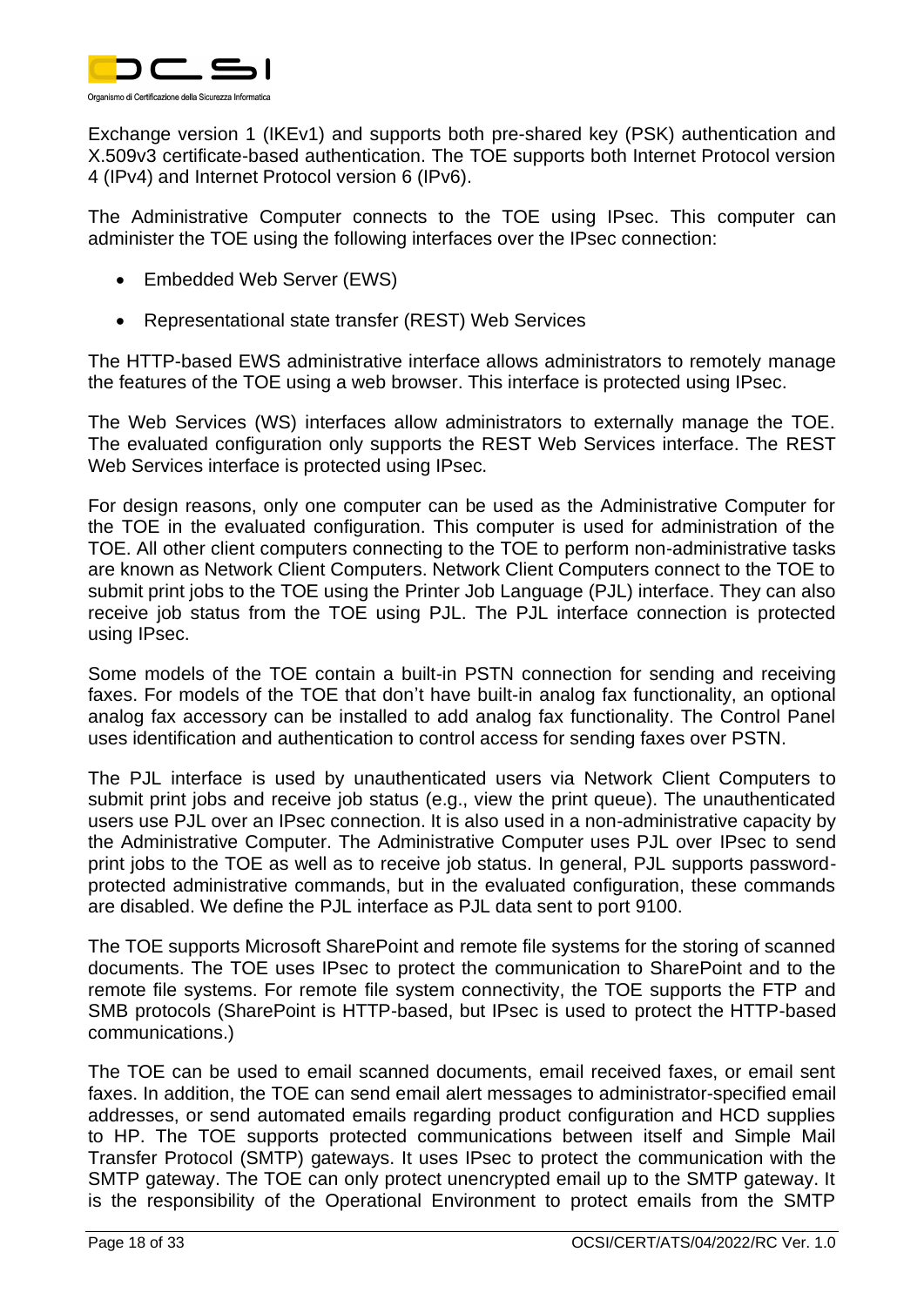Exchange version 1 (IKEv1) and supports both pre-shared key (PSK) authentication and X.509v3 certificate-based authentication. The TOE supports both Internet Protocol version 4 (IPv4) and Internet Protocol version 6 (IPv6).

The Administrative Computer connects to the TOE using IPsec. This computer can administer the TOE using the following interfaces over the IPsec connection:

- Embedded Web Server (EWS)
- Representational state transfer (REST) Web Services

The HTTP-based EWS administrative interface allows administrators to remotely manage the features of the TOE using a web browser. This interface is protected using IPsec.

The Web Services (WS) interfaces allow administrators to externally manage the TOE. The evaluated configuration only supports the REST Web Services interface. The REST Web Services interface is protected using IPsec.

For design reasons, only one computer can be used as the Administrative Computer for the TOE in the evaluated configuration. This computer is used for administration of the TOE. All other client computers connecting to the TOE to perform non-administrative tasks are known as Network Client Computers. Network Client Computers connect to the TOE to submit print jobs to the TOE using the Printer Job Language (PJL) interface. They can also receive job status from the TOE using PJL. The PJL interface connection is protected using IPsec.

Some models of the TOE contain a built-in PSTN connection for sending and receiving faxes. For models of the TOE that don't have built-in analog fax functionality, an optional analog fax accessory can be installed to add analog fax functionality. The Control Panel uses identification and authentication to control access for sending faxes over PSTN.

The PJL interface is used by unauthenticated users via Network Client Computers to submit print jobs and receive job status (e.g., view the print queue). The unauthenticated users use PJL over an IPsec connection. It is also used in a non-administrative capacity by the Administrative Computer. The Administrative Computer uses PJL over IPsec to send print jobs to the TOE as well as to receive job status. In general, PJL supports password-protected administrative commands, but in the evaluated configuration, these commands are disabled. We define the PJL interface as PJL data sent to port 9100.

The TOE supports Microsoft SharePoint and remote file systems for the storing of scanned documents. The TOE uses IPsec to protect the communication to SharePoint and to the remote file systems. For remote file system connectivity, the TOE supports the FTP and SMB protocols (SharePoint is HTTP-based, but IPsec is used to protect the HTTP-based communications.)

The TOE can be used to email scanned documents, email received faxes, or email sent faxes. In addition, the TOE can send email alert messages to administrator-specified email addresses, or send automated emails regarding product configuration and HCD supplies to HP. The TOE supports protected communications between itself and Simple Mail Transfer Protocol (SMTP) gateways. It uses IPsec to protect the communication with the SMTP gateway. The TOE can only protect unencrypted email up to the SMTP gateway. It is the responsibility of the Operational Environment to protect emails from the SMTP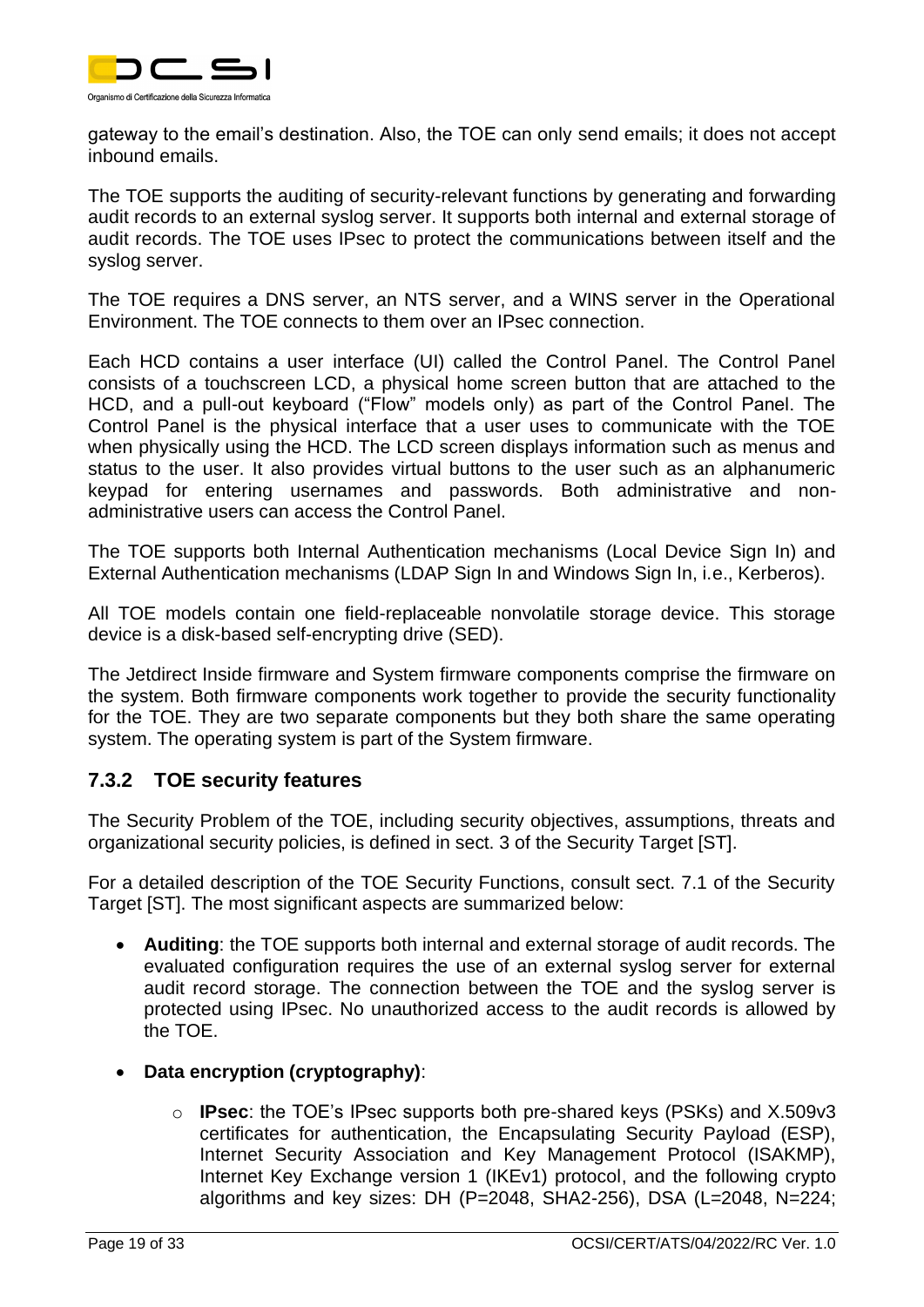gateway to the email's destination. Also, the TOE can only send emails; it does not accept inbound emails.

The TOE supports the auditing of security-relevant functions by generating and forwarding audit records to an external syslog server. It supports both internal and external storage of audit records. The TOE uses IPsec to protect the communications between itself and the syslog server.

The TOE requires a DNS server, an NTS server, and a WINS server in the Operational Environment. The TOE connects to them over an IPsec connection.

Each HCD contains a user interface (UI) called the Control Panel. The Control Panel consists of a touchscreen LCD, a physical home screen button that are attached to the HCD, and a pull-out keyboard ("Flow" models only) as part of the Control Panel. The Control Panel is the physical interface that a user uses to communicate with the TOE when physically using the HCD. The LCD screen displays information such as menus and status to the user. It also provides virtual buttons to the user such as an alphanumeric keypad for entering usernames and passwords. Both administrative and non-administrative users can access the Control Panel.

The TOE supports both Internal Authentication mechanisms (Local Device Sign In) and External Authentication mechanisms (LDAP Sign In and Windows Sign In, i.e., Kerberos).

All TOE models contain one field-replaceable nonvolatile storage device. This storage device is a disk-based self-encrypting drive (SED).

The Jetdirect Inside firmware and System firmware components comprise the firmware on the system. Both firmware components work together to provide the security functionality for the TOE. They are two separate components but they both share the same operating system. The operating system is part of the System firmware.

### 7.3.2 TOE security features

The Security Problem of the TOE, including security objectives, assumptions, threats and organizational security policies, is defined in sect. 3 of the Security Target [ST].

For a detailed description of the TOE Security Functions, consult sect. 7.1 of the Security Target [ST]. The most significant aspects are summarized below:

- **Auditing**: the TOE supports both internal and external storage of audit records. The evaluated configuration requires the use of an external syslog server for external audit record storage. The connection between the TOE and the syslog server is protected using IPsec. No unauthorized access to the audit records is allowed by the TOE.
- **Data encryption (cryptography)**:
  - **IPsec**: the TOE's IPsec supports both pre-shared keys (PSKs) and X.509v3 certificates for authentication, the Encapsulating Security Payload (ESP), Internet Security Association and Key Management Protocol (ISAKMP), Internet Key Exchange version 1 (IKEv1) protocol, and the following crypto algorithms and key sizes: DH (P=2048, SHA2-256), DSA (L=2048, N=224;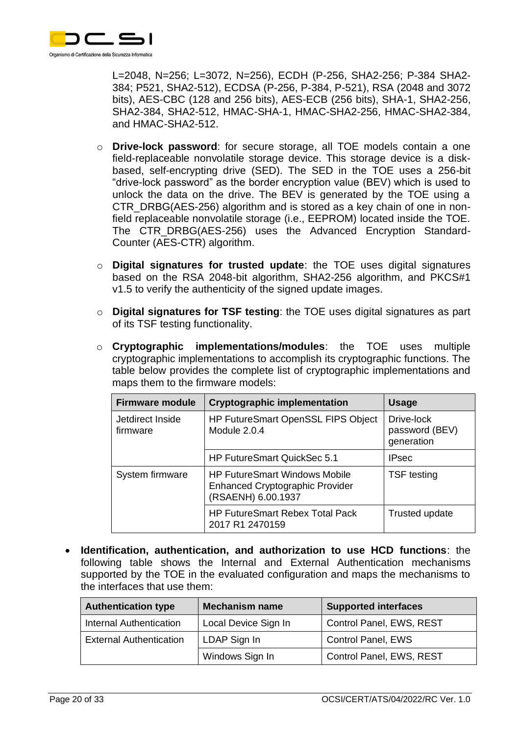L=2048, N=256; L=3072, N=256), ECDH (P-256, SHA2-256; P-384 SHA2-384; P521, SHA2-512), ECDSA (P-256, P-384, P-521), RSA (2048 and 3072 bits), AES-CBC (128 and 256 bits), AES-ECB (256 bits), SHA-1, SHA2-256, SHA2-384, SHA2-512, HMAC-SHA-1, HMAC-SHA2-256, HMAC-SHA2-384, and HMAC-SHA2-512.

- **Drive-lock password**: for secure storage, all TOE models contain a one field-replaceable nonvolatile storage device. This storage device is a disk-based, self-encrypting drive (SED). The SED in the TOE uses a 256-bit "drive-lock password" as the border encryption value (BEV) which is used to unlock the data on the drive. The BEV is generated by the TOE using a CTR_DRBG(AES-256) algorithm and is stored as a key chain of one in non-field replaceable nonvolatile storage (i.e., EEPROM) located inside the TOE. The CTR_DRBG(AES-256) uses the Advanced Encryption Standard-Counter (AES-CTR) algorithm.

- **Digital signatures for trusted update**: the TOE uses digital signatures based on the RSA 2048-bit algorithm, SHA2-256 algorithm, and PKCS#1 v1.5 to verify the authenticity of the signed update images.

- **Digital signatures for TSF testing**: the TOE uses digital signatures as part of its TSF testing functionality.

- **Cryptographic implementations/modules**: the TOE uses multiple cryptographic implementations to accomplish its cryptographic functions. The table below provides the complete list of cryptographic implementations and maps them to the firmware models:

| Firmware module | Cryptographic implementation | Usage |
|---|---|---|
| Jetdirect Inside firmware | HP FutureSmart OpenSSL FIPS Object Module 2.0.4 | Drive-lock password (BEV) generation |
| | HP FutureSmart QuickSec 5.1 | IPsec |
| System firmware | HP FutureSmart Windows Mobile Enhanced Cryptographic Provider (RSAENH) 6.00.1937 | TSF testing |
| | HP FutureSmart Rebex Total Pack 2017 R1 2470159 | Trusted update |

- **Identification, authentication, and authorization to use HCD functions**: the following table shows the Internal and External Authentication mechanisms supported by the TOE in the evaluated configuration and maps the mechanisms to the interfaces that use them:

| Authentication type | Mechanism name | Supported interfaces |
|---|---|---|
| Internal Authentication | Local Device Sign In | Control Panel, EWS, REST |
| External Authentication | LDAP Sign In | Control Panel, EWS |
| | Windows Sign In | Control Panel, EWS, REST |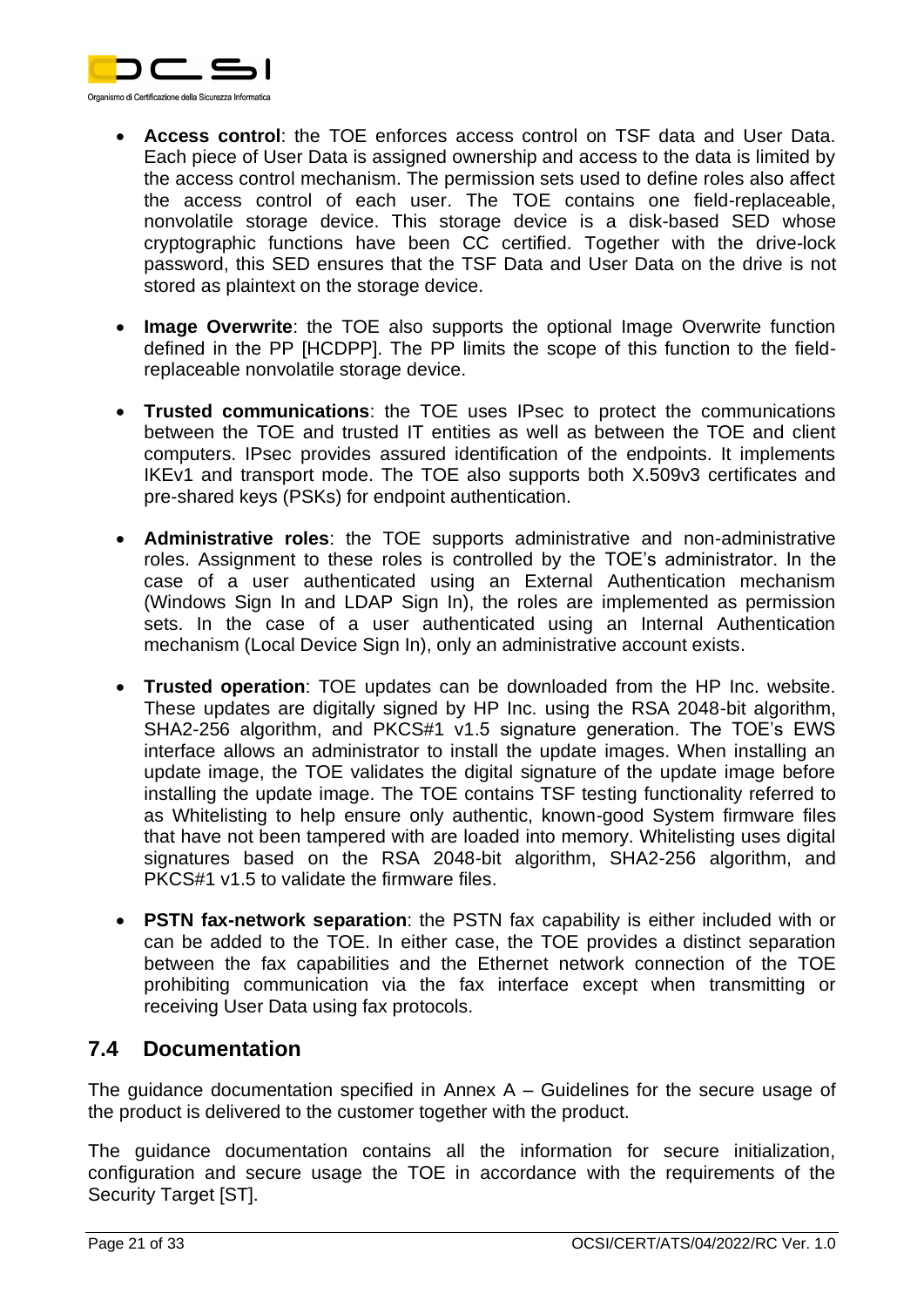- **Access control**: the TOE enforces access control on TSF data and User Data. Each piece of User Data is assigned ownership and access to the data is limited by the access control mechanism. The permission sets used to define roles also affect the access control of each user. The TOE contains one field-replaceable, nonvolatile storage device. This storage device is a disk-based SED whose cryptographic functions have been CC certified. Together with the drive-lock password, this SED ensures that the TSF Data and User Data on the drive is not stored as plaintext on the storage device.

- **Image Overwrite**: the TOE also supports the optional Image Overwrite function defined in the PP [HCDPP]. The PP limits the scope of this function to the field-replaceable nonvolatile storage device.

- **Trusted communications**: the TOE uses IPsec to protect the communications between the TOE and trusted IT entities as well as between the TOE and client computers. IPsec provides assured identification of the endpoints. It implements IKEv1 and transport mode. The TOE also supports both X.509v3 certificates and pre-shared keys (PSKs) for endpoint authentication.

- **Administrative roles**: the TOE supports administrative and non-administrative roles. Assignment to these roles is controlled by the TOE's administrator. In the case of a user authenticated using an External Authentication mechanism (Windows Sign In and LDAP Sign In), the roles are implemented as permission sets. In the case of a user authenticated using an Internal Authentication mechanism (Local Device Sign In), only an administrative account exists.

- **Trusted operation**: TOE updates can be downloaded from the HP Inc. website. These updates are digitally signed by HP Inc. using the RSA 2048-bit algorithm, SHA2-256 algorithm, and PKCS#1 v1.5 signature generation. The TOE's EWS interface allows an administrator to install the update images. When installing an update image, the TOE validates the digital signature of the update image before installing the update image. The TOE contains TSF testing functionality referred to as Whitelisting to help ensure only authentic, known-good System firmware files that have not been tampered with are loaded into memory. Whitelisting uses digital signatures based on the RSA 2048-bit algorithm, SHA2-256 algorithm, and PKCS#1 v1.5 to validate the firmware files.

- **PSTN fax-network separation**: the PSTN fax capability is either included with or can be added to the TOE. In either case, the TOE provides a distinct separation between the fax capabilities and the Ethernet network connection of the TOE prohibiting communication via the fax interface except when transmitting or receiving User Data using fax protocols.

## 7.4 Documentation

The guidance documentation specified in Annex A – Guidelines for the secure usage of the product is delivered to the customer together with the product.

The guidance documentation contains all the information for secure initialization, configuration and secure usage the TOE in accordance with the requirements of the Security Target [ST].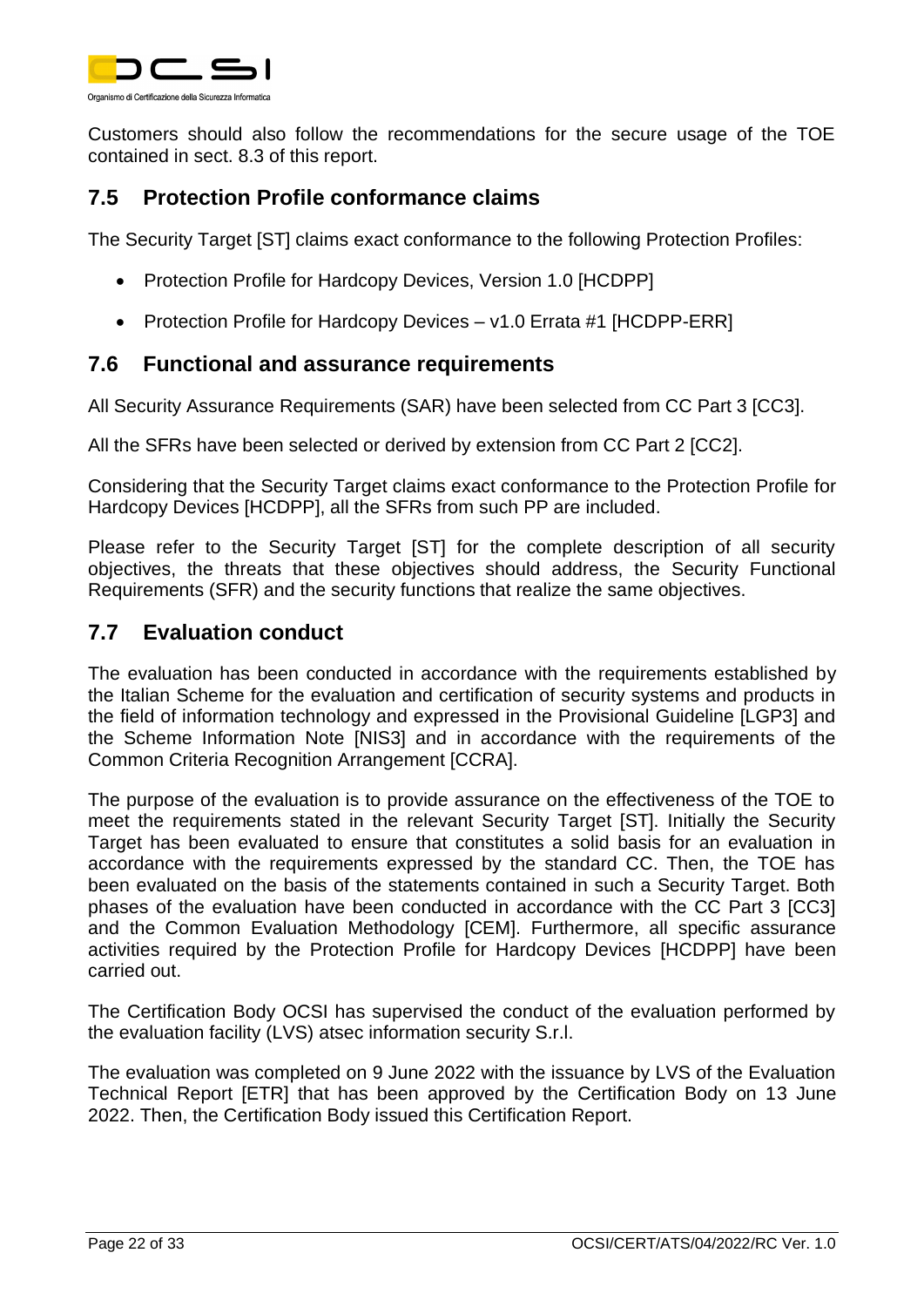Customers should also follow the recommendations for the secure usage of the TOE contained in sect. 8.3 of this report.

## 7.5 Protection Profile conformance claims

The Security Target [ST] claims exact conformance to the following Protection Profiles:

- Protection Profile for Hardcopy Devices, Version 1.0 [HCDPP]
- Protection Profile for Hardcopy Devices – v1.0 Errata #1 [HCDPP-ERR]

## 7.6 Functional and assurance requirements

All Security Assurance Requirements (SAR) have been selected from CC Part 3 [CC3].

All the SFRs have been selected or derived by extension from CC Part 2 [CC2].

Considering that the Security Target claims exact conformance to the Protection Profile for Hardcopy Devices [HCDPP], all the SFRs from such PP are included.

Please refer to the Security Target [ST] for the complete description of all security objectives, the threats that these objectives should address, the Security Functional Requirements (SFR) and the security functions that realize the same objectives.

## 7.7 Evaluation conduct

The evaluation has been conducted in accordance with the requirements established by the Italian Scheme for the evaluation and certification of security systems and products in the field of information technology and expressed in the Provisional Guideline [LGP3] and the Scheme Information Note [NIS3] and in accordance with the requirements of the Common Criteria Recognition Arrangement [CCRA].

The purpose of the evaluation is to provide assurance on the effectiveness of the TOE to meet the requirements stated in the relevant Security Target [ST]. Initially the Security Target has been evaluated to ensure that constitutes a solid basis for an evaluation in accordance with the requirements expressed by the standard CC. Then, the TOE has been evaluated on the basis of the statements contained in such a Security Target. Both phases of the evaluation have been conducted in accordance with the CC Part 3 [CC3] and the Common Evaluation Methodology [CEM]. Furthermore, all specific assurance activities required by the Protection Profile for Hardcopy Devices [HCDPP] have been carried out.

The Certification Body OCSI has supervised the conduct of the evaluation performed by the evaluation facility (LVS) atsec information security S.r.l.

The evaluation was completed on 9 June 2022 with the issuance by LVS of the Evaluation Technical Report [ETR] that has been approved by the Certification Body on 13 June 2022. Then, the Certification Body issued this Certification Report.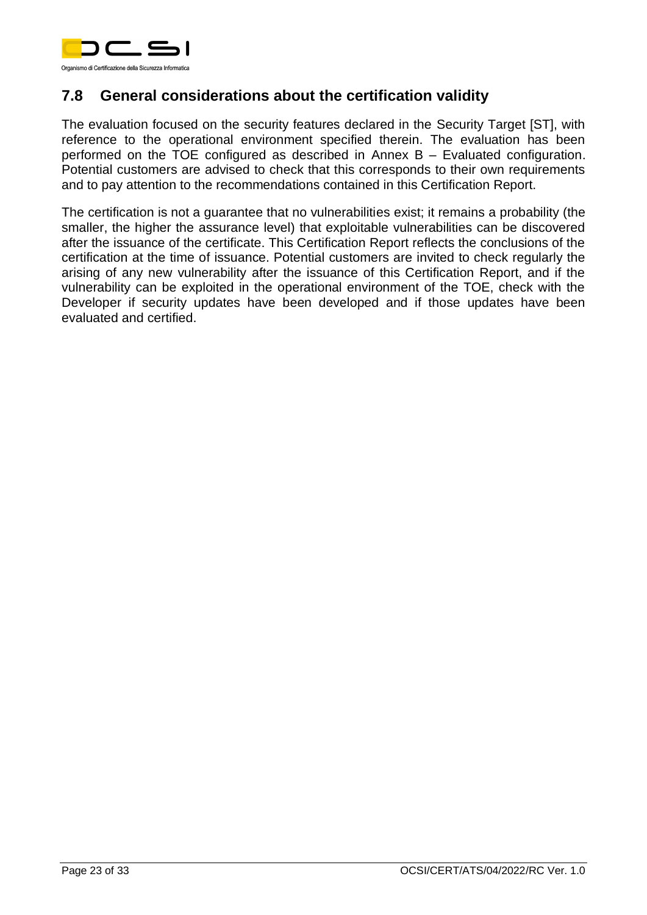## 7.8 General considerations about the certification validity

The evaluation focused on the security features declared in the Security Target [ST], with reference to the operational environment specified therein. The evaluation has been performed on the TOE configured as described in Annex B – Evaluated configuration. Potential customers are advised to check that this corresponds to their own requirements and to pay attention to the recommendations contained in this Certification Report.

The certification is not a guarantee that no vulnerabilities exist; it remains a probability (the smaller, the higher the assurance level) that exploitable vulnerabilities can be discovered after the issuance of the certificate. This Certification Report reflects the conclusions of the certification at the time of issuance. Potential customers are invited to check regularly the arising of any new vulnerability after the issuance of this Certification Report, and if the vulnerability can be exploited in the operational environment of the TOE, check with the Developer if security updates have been developed and if those updates have been evaluated and certified.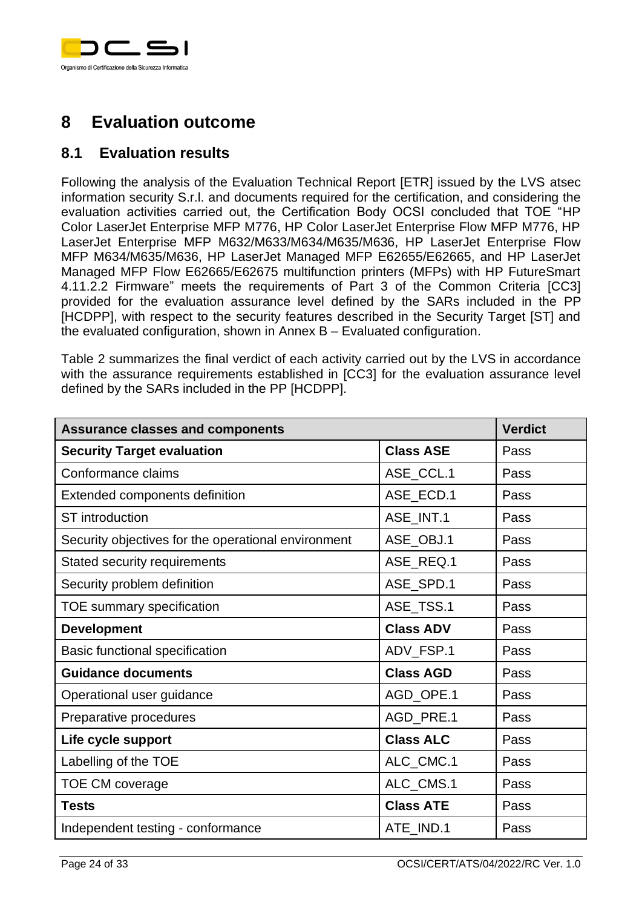# 8 Evaluation outcome

## 8.1 Evaluation results

Following the analysis of the Evaluation Technical Report [ETR] issued by the LVS atsec information security S.r.l. and documents required for the certification, and considering the evaluation activities carried out, the Certification Body OCSI concluded that TOE "HP Color LaserJet Enterprise MFP M776, HP Color LaserJet Enterprise Flow MFP M776, HP LaserJet Enterprise MFP M632/M633/M634/M635/M636, HP LaserJet Enterprise Flow MFP M634/M635/M636, HP LaserJet Managed MFP E62655/E62665, and HP LaserJet Managed MFP Flow E62665/E62675 multifunction printers (MFPs) with HP FutureSmart 4.11.2.2 Firmware" meets the requirements of Part 3 of the Common Criteria [CC3] provided for the evaluation assurance level defined by the SARs included in the PP [HCDPP], with respect to the security features described in the Security Target [ST] and the evaluated configuration, shown in Annex B – Evaluated configuration.

Table 2 summarizes the final verdict of each activity carried out by the LVS in accordance with the assurance requirements established in [CC3] for the evaluation assurance level defined by the SARs included in the PP [HCDPP].

| **Assurance classes and components** | | **Verdict** |
|---|---|---|
| **Security Target evaluation** | **Class ASE** | Pass |
| Conformance claims | ASE_CCL.1 | Pass |
| Extended components definition | ASE_ECD.1 | Pass |
| ST introduction | ASE_INT.1 | Pass |
| Security objectives for the operational environment | ASE_OBJ.1 | Pass |
| Stated security requirements | ASE_REQ.1 | Pass |
| Security problem definition | ASE_SPD.1 | Pass |
| TOE summary specification | ASE_TSS.1 | Pass |
| **Development** | **Class ADV** | Pass |
| Basic functional specification | ADV_FSP.1 | Pass |
| **Guidance documents** | **Class AGD** | Pass |
| Operational user guidance | AGD_OPE.1 | Pass |
| Preparative procedures | AGD_PRE.1 | Pass |
| **Life cycle support** | **Class ALC** | Pass |
| Labelling of the TOE | ALC_CMC.1 | Pass |
| TOE CM coverage | ALC_CMS.1 | Pass |
| **Tests** | **Class ATE** | Pass |
| Independent testing - conformance | ATE_IND.1 | Pass |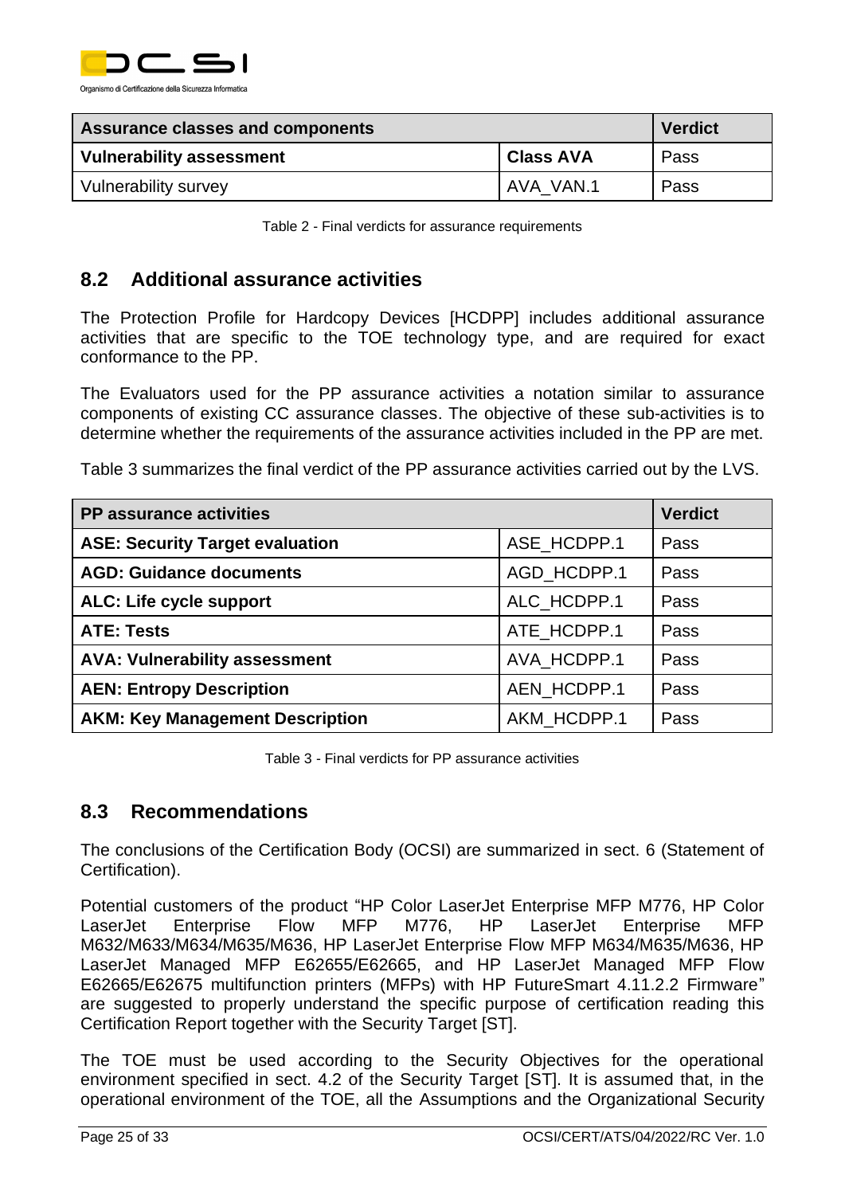| Assurance classes and components | | Verdict |
|---|---|---|
| **Vulnerability assessment** | **Class AVA** | Pass |
| Vulnerability survey | AVA_VAN.1 | Pass |

Table 2 - Final verdicts for assurance requirements

## 8.2 Additional assurance activities

The Protection Profile for Hardcopy Devices [HCDPP] includes additional assurance activities that are specific to the TOE technology type, and are required for exact conformance to the PP.

The Evaluators used for the PP assurance activities a notation similar to assurance components of existing CC assurance classes. The objective of these sub-activities is to determine whether the requirements of the assurance activities included in the PP are met.

Table 3 summarizes the final verdict of the PP assurance activities carried out by the LVS.

| PP assurance activities | | Verdict |
|---|---|---|
| **ASE: Security Target evaluation** | ASE_HCDPP.1 | Pass |
| **AGD: Guidance documents** | AGD_HCDPP.1 | Pass |
| **ALC: Life cycle support** | ALC_HCDPP.1 | Pass |
| **ATE: Tests** | ATE_HCDPP.1 | Pass |
| **AVA: Vulnerability assessment** | AVA_HCDPP.1 | Pass |
| **AEN: Entropy Description** | AEN_HCDPP.1 | Pass |
| **AKM: Key Management Description** | AKM_HCDPP.1 | Pass |

Table 3 - Final verdicts for PP assurance activities

## 8.3 Recommendations

The conclusions of the Certification Body (OCSI) are summarized in sect. 6 (Statement of Certification).

Potential customers of the product "HP Color LaserJet Enterprise MFP M776, HP Color LaserJet Enterprise Flow MFP M776, HP LaserJet Enterprise MFP M632/M633/M634/M635/M636, HP LaserJet Enterprise Flow MFP M634/M635/M636, HP LaserJet Managed MFP E62655/E62665, and HP LaserJet Managed MFP Flow E62665/E62675 multifunction printers (MFPs) with HP FutureSmart 4.11.2.2 Firmware" are suggested to properly understand the specific purpose of certification reading this Certification Report together with the Security Target [ST].

The TOE must be used according to the Security Objectives for the operational environment specified in sect. 4.2 of the Security Target [ST]. It is assumed that, in the operational environment of the TOE, all the Assumptions and the Organizational Security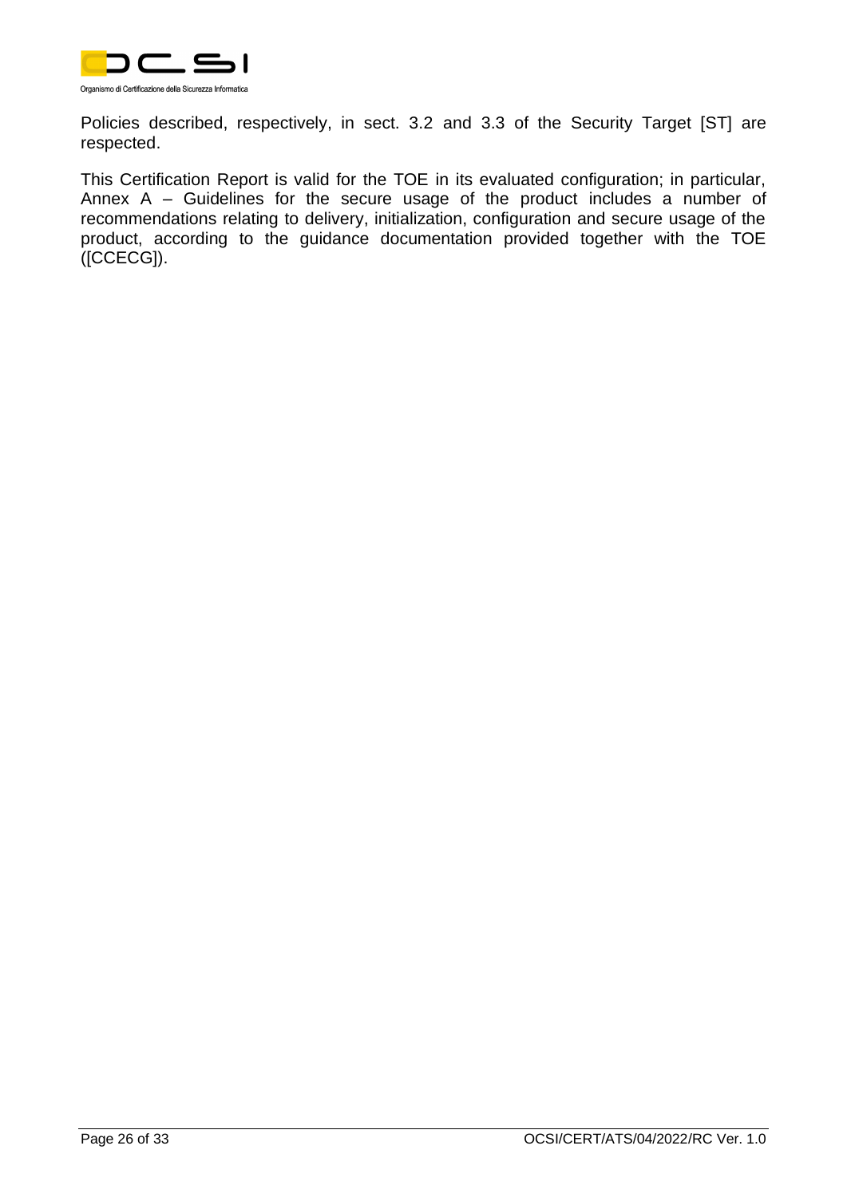Policies described, respectively, in sect. 3.2 and 3.3 of the Security Target [ST] are respected.

This Certification Report is valid for the TOE in its evaluated configuration; in particular, Annex A – Guidelines for the secure usage of the product includes a number of recommendations relating to delivery, initialization, configuration and secure usage of the product, according to the guidance documentation provided together with the TOE ([CCECG]).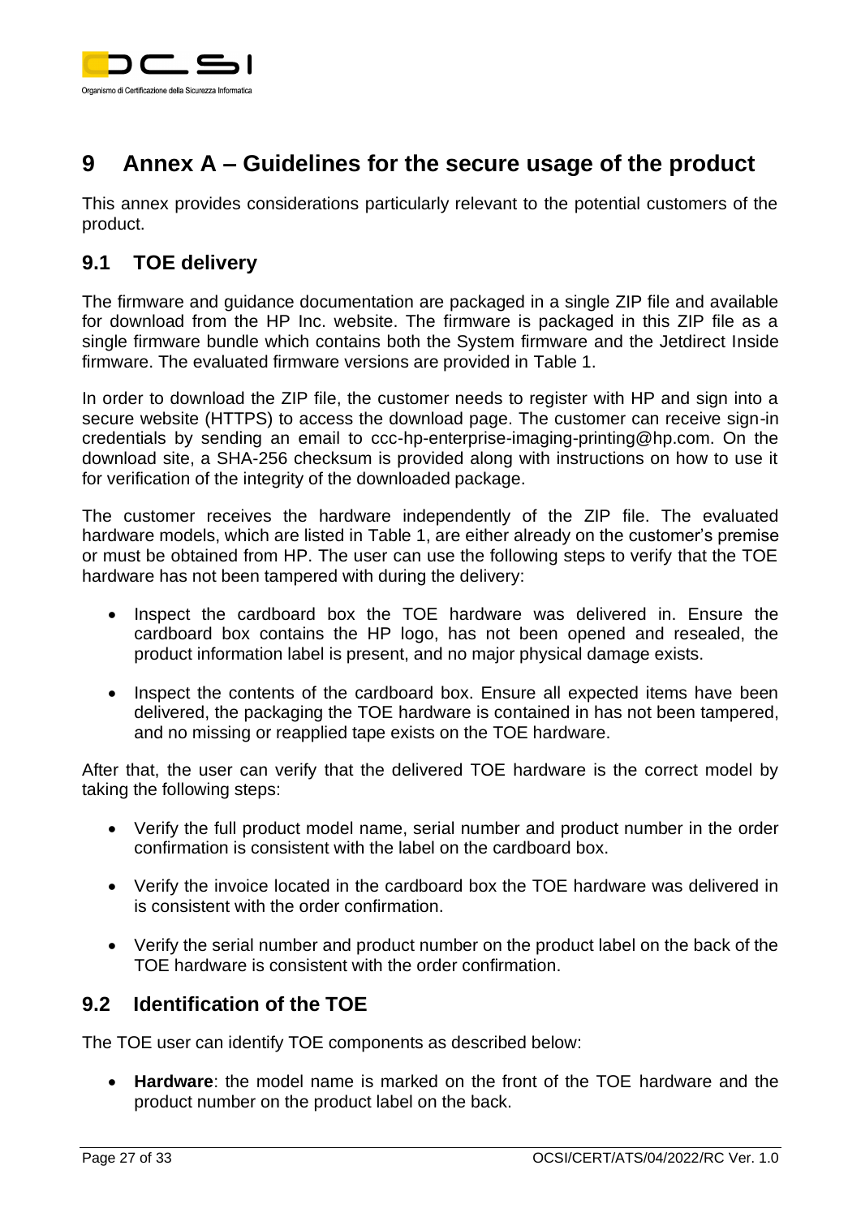# 9 Annex A – Guidelines for the secure usage of the product

This annex provides considerations particularly relevant to the potential customers of the product.

## 9.1 TOE delivery

The firmware and guidance documentation are packaged in a single ZIP file and available for download from the HP Inc. website. The firmware is packaged in this ZIP file as a single firmware bundle which contains both the System firmware and the Jetdirect Inside firmware. The evaluated firmware versions are provided in Table 1.

In order to download the ZIP file, the customer needs to register with HP and sign into a secure website (HTTPS) to access the download page. The customer can receive sign-in credentials by sending an email to ccc-hp-enterprise-imaging-printing@hp.com. On the download site, a SHA-256 checksum is provided along with instructions on how to use it for verification of the integrity of the downloaded package.

The customer receives the hardware independently of the ZIP file. The evaluated hardware models, which are listed in Table 1, are either already on the customer's premise or must be obtained from HP. The user can use the following steps to verify that the TOE hardware has not been tampered with during the delivery:

- Inspect the cardboard box the TOE hardware was delivered in. Ensure the cardboard box contains the HP logo, has not been opened and resealed, the product information label is present, and no major physical damage exists.
- Inspect the contents of the cardboard box. Ensure all expected items have been delivered, the packaging the TOE hardware is contained in has not been tampered, and no missing or reapplied tape exists on the TOE hardware.

After that, the user can verify that the delivered TOE hardware is the correct model by taking the following steps:

- Verify the full product model name, serial number and product number in the order confirmation is consistent with the label on the cardboard box.
- Verify the invoice located in the cardboard box the TOE hardware was delivered in is consistent with the order confirmation.
- Verify the serial number and product number on the product label on the back of the TOE hardware is consistent with the order confirmation.

## 9.2 Identification of the TOE

The TOE user can identify TOE components as described below:

- **Hardware**: the model name is marked on the front of the TOE hardware and the product number on the product label on the back.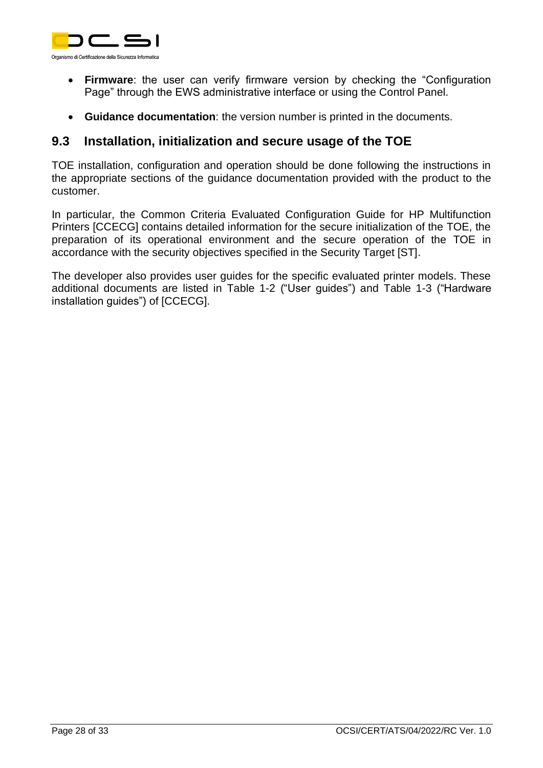- **Firmware**: the user can verify firmware version by checking the "Configuration Page" through the EWS administrative interface or using the Control Panel.
- **Guidance documentation**: the version number is printed in the documents.

## 9.3 Installation, initialization and secure usage of the TOE

TOE installation, configuration and operation should be done following the instructions in the appropriate sections of the guidance documentation provided with the product to the customer.

In particular, the Common Criteria Evaluated Configuration Guide for HP Multifunction Printers [CCECG] contains detailed information for the secure initialization of the TOE, the preparation of its operational environment and the secure operation of the TOE in accordance with the security objectives specified in the Security Target [ST].

The developer also provides user guides for the specific evaluated printer models. These additional documents are listed in Table 1-2 ("User guides") and Table 1-3 ("Hardware installation guides") of [CCECG].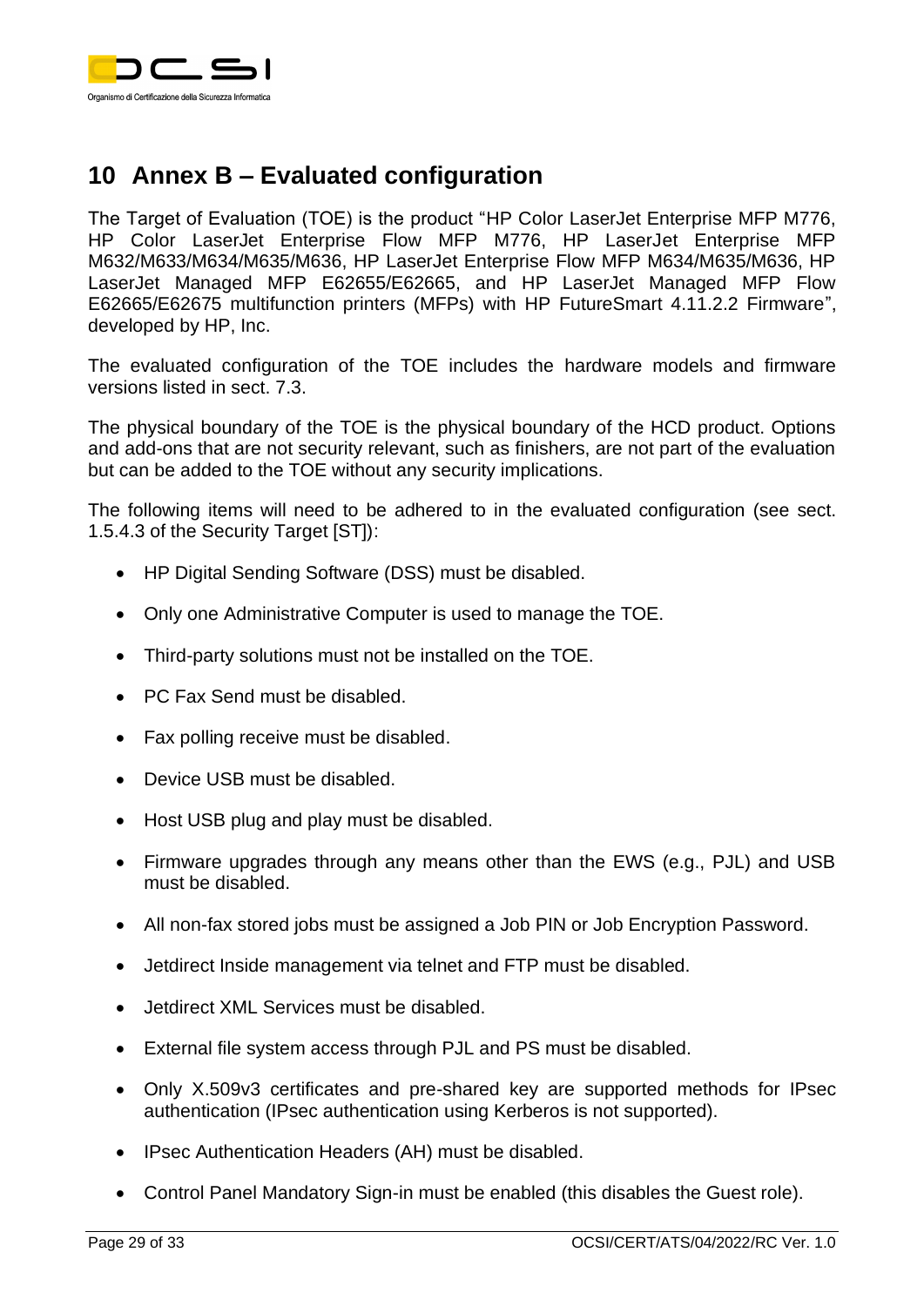# 10 Annex B – Evaluated configuration

The Target of Evaluation (TOE) is the product "HP Color LaserJet Enterprise MFP M776, HP Color LaserJet Enterprise Flow MFP M776, HP LaserJet Enterprise MFP M632/M633/M634/M635/M636, HP LaserJet Enterprise Flow MFP M634/M635/M636, HP LaserJet Managed MFP E62655/E62665, and HP LaserJet Managed MFP Flow E62665/E62675 multifunction printers (MFPs) with HP FutureSmart 4.11.2.2 Firmware", developed by HP, Inc.

The evaluated configuration of the TOE includes the hardware models and firmware versions listed in sect. 7.3.

The physical boundary of the TOE is the physical boundary of the HCD product. Options and add-ons that are not security relevant, such as finishers, are not part of the evaluation but can be added to the TOE without any security implications.

The following items will need to be adhered to in the evaluated configuration (see sect. 1.5.4.3 of the Security Target [ST]):

- HP Digital Sending Software (DSS) must be disabled.
- Only one Administrative Computer is used to manage the TOE.
- Third-party solutions must not be installed on the TOE.
- PC Fax Send must be disabled.
- Fax polling receive must be disabled.
- Device USB must be disabled.
- Host USB plug and play must be disabled.
- Firmware upgrades through any means other than the EWS (e.g., PJL) and USB must be disabled.
- All non-fax stored jobs must be assigned a Job PIN or Job Encryption Password.
- Jetdirect Inside management via telnet and FTP must be disabled.
- Jetdirect XML Services must be disabled.
- External file system access through PJL and PS must be disabled.
- Only X.509v3 certificates and pre-shared key are supported methods for IPsec authentication (IPsec authentication using Kerberos is not supported).
- IPsec Authentication Headers (AH) must be disabled.
- Control Panel Mandatory Sign-in must be enabled (this disables the Guest role).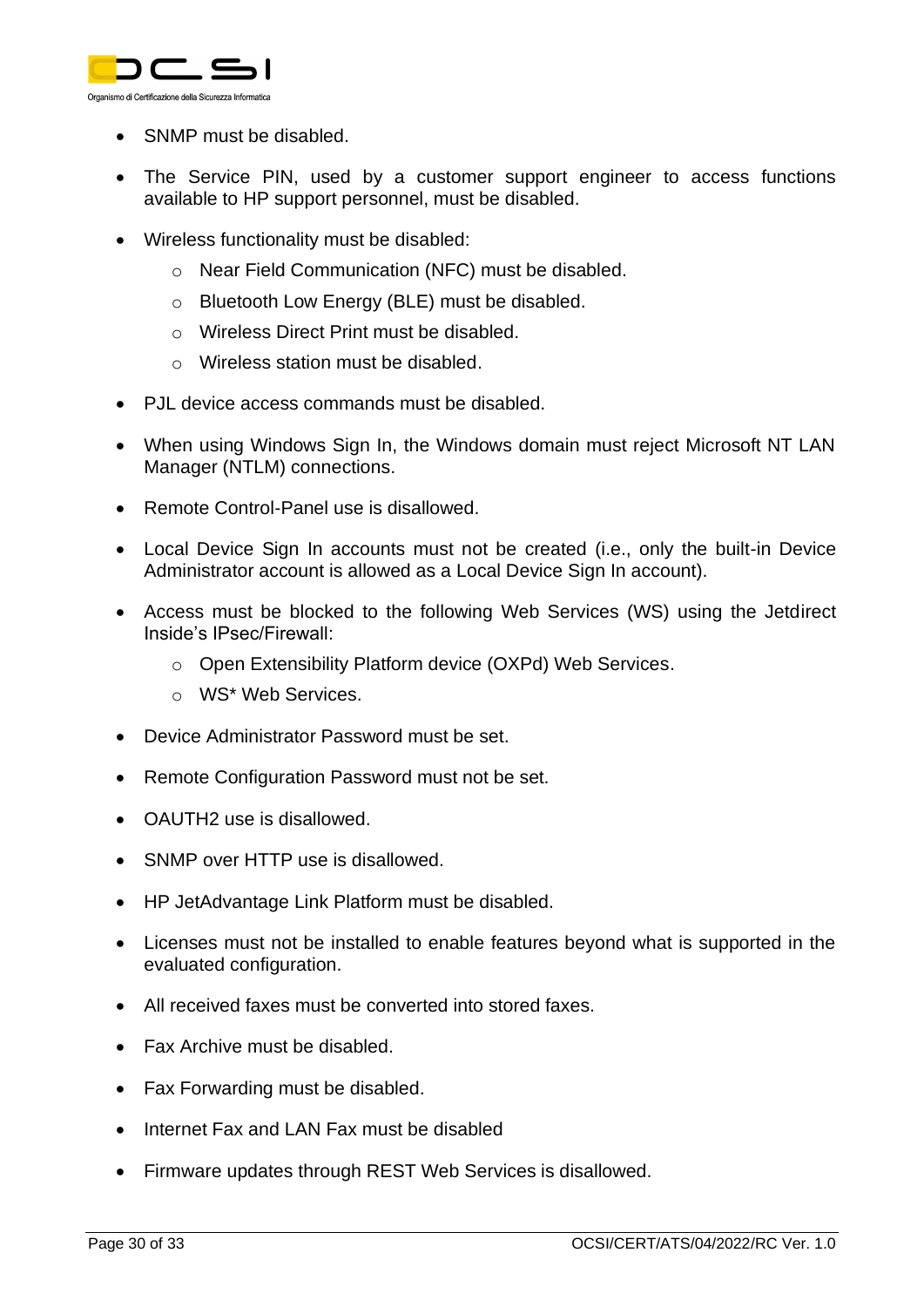- SNMP must be disabled.
- The Service PIN, used by a customer support engineer to access functions available to HP support personnel, must be disabled.
- Wireless functionality must be disabled:
  - Near Field Communication (NFC) must be disabled.
  - Bluetooth Low Energy (BLE) must be disabled.
  - Wireless Direct Print must be disabled.
  - Wireless station must be disabled.
- PJL device access commands must be disabled.
- When using Windows Sign In, the Windows domain must reject Microsoft NT LAN Manager (NTLM) connections.
- Remote Control-Panel use is disallowed.
- Local Device Sign In accounts must not be created (i.e., only the built-in Device Administrator account is allowed as a Local Device Sign In account).
- Access must be blocked to the following Web Services (WS) using the Jetdirect Inside's IPsec/Firewall:
  - Open Extensibility Platform device (OXPd) Web Services.
  - WS* Web Services.
- Device Administrator Password must be set.
- Remote Configuration Password must not be set.
- OAUTH2 use is disallowed.
- SNMP over HTTP use is disallowed.
- HP JetAdvantage Link Platform must be disabled.
- Licenses must not be installed to enable features beyond what is supported in the evaluated configuration.
- All received faxes must be converted into stored faxes.
- Fax Archive must be disabled.
- Fax Forwarding must be disabled.
- Internet Fax and LAN Fax must be disabled
- Firmware updates through REST Web Services is disallowed.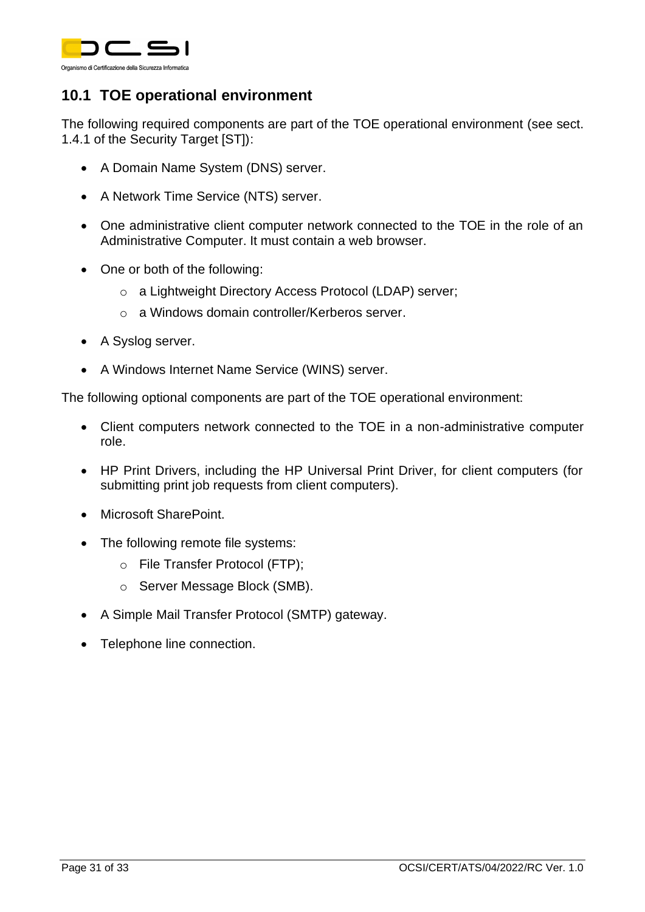## 10.1 TOE operational environment

The following required components are part of the TOE operational environment (see sect. 1.4.1 of the Security Target [ST]):

- A Domain Name System (DNS) server.
- A Network Time Service (NTS) server.
- One administrative client computer network connected to the TOE in the role of an Administrative Computer. It must contain a web browser.
- One or both of the following:
  - a Lightweight Directory Access Protocol (LDAP) server;
  - a Windows domain controller/Kerberos server.
- A Syslog server.
- A Windows Internet Name Service (WINS) server.

The following optional components are part of the TOE operational environment:

- Client computers network connected to the TOE in a non-administrative computer role.
- HP Print Drivers, including the HP Universal Print Driver, for client computers (for submitting print job requests from client computers).
- Microsoft SharePoint.
- The following remote file systems:
  - File Transfer Protocol (FTP);
  - Server Message Block (SMB).
- A Simple Mail Transfer Protocol (SMTP) gateway.
- Telephone line connection.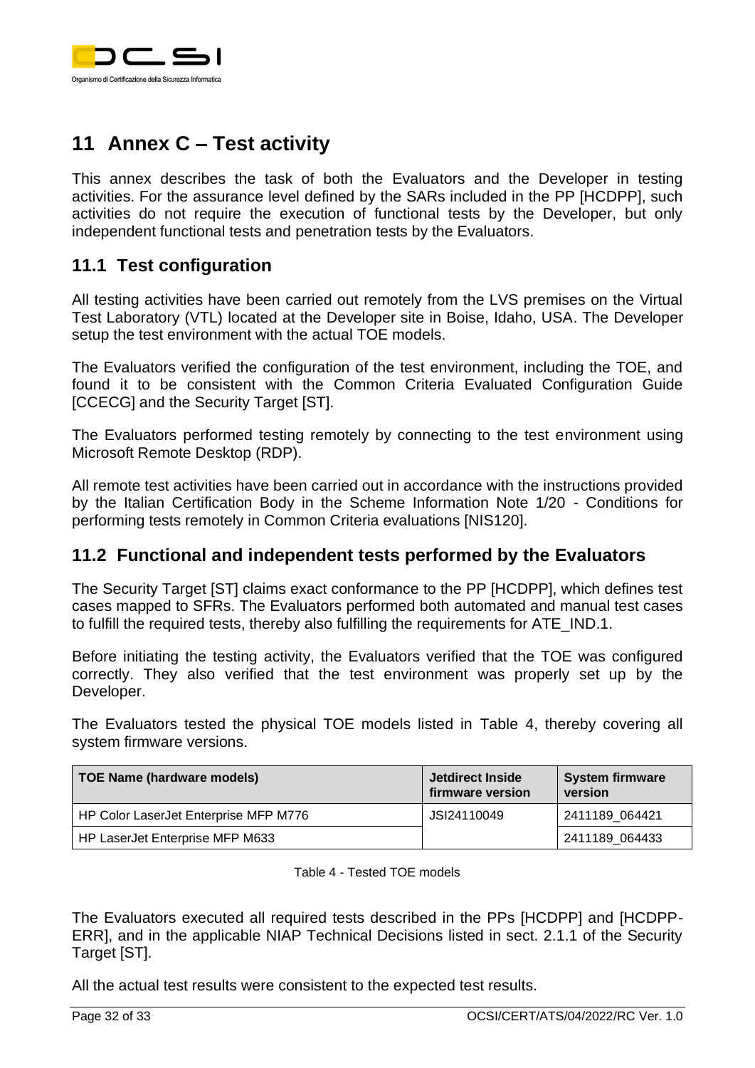# 11 Annex C – Test activity

This annex describes the task of both the Evaluators and the Developer in testing activities. For the assurance level defined by the SARs included in the PP [HCDPP], such activities do not require the execution of functional tests by the Developer, but only independent functional tests and penetration tests by the Evaluators.

## 11.1 Test configuration

All testing activities have been carried out remotely from the LVS premises on the Virtual Test Laboratory (VTL) located at the Developer site in Boise, Idaho, USA. The Developer setup the test environment with the actual TOE models.

The Evaluators verified the configuration of the test environment, including the TOE, and found it to be consistent with the Common Criteria Evaluated Configuration Guide [CCECG] and the Security Target [ST].

The Evaluators performed testing remotely by connecting to the test environment using Microsoft Remote Desktop (RDP).

All remote test activities have been carried out in accordance with the instructions provided by the Italian Certification Body in the Scheme Information Note 1/20 - Conditions for performing tests remotely in Common Criteria evaluations [NIS120].

## 11.2 Functional and independent tests performed by the Evaluators

The Security Target [ST] claims exact conformance to the PP [HCDPP], which defines test cases mapped to SFRs. The Evaluators performed both automated and manual test cases to fulfill the required tests, thereby also fulfilling the requirements for ATE_IND.1.

Before initiating the testing activity, the Evaluators verified that the TOE was configured correctly. They also verified that the test environment was properly set up by the Developer.

The Evaluators tested the physical TOE models listed in Table 4, thereby covering all system firmware versions.

| TOE Name (hardware models) | Jetdirect Inside firmware version | System firmware version |
|---|---|---|
| HP Color LaserJet Enterprise MFP M776 | JSI24110049 | 2411189_064421 |
| HP LaserJet Enterprise MFP M633 | | 2411189_064433 |

Table 4 - Tested TOE models

The Evaluators executed all required tests described in the PPs [HCDPP] and [HCDPP-ERR], and in the applicable NIAP Technical Decisions listed in sect. 2.1.1 of the Security Target [ST].

All the actual test results were consistent to the expected test results.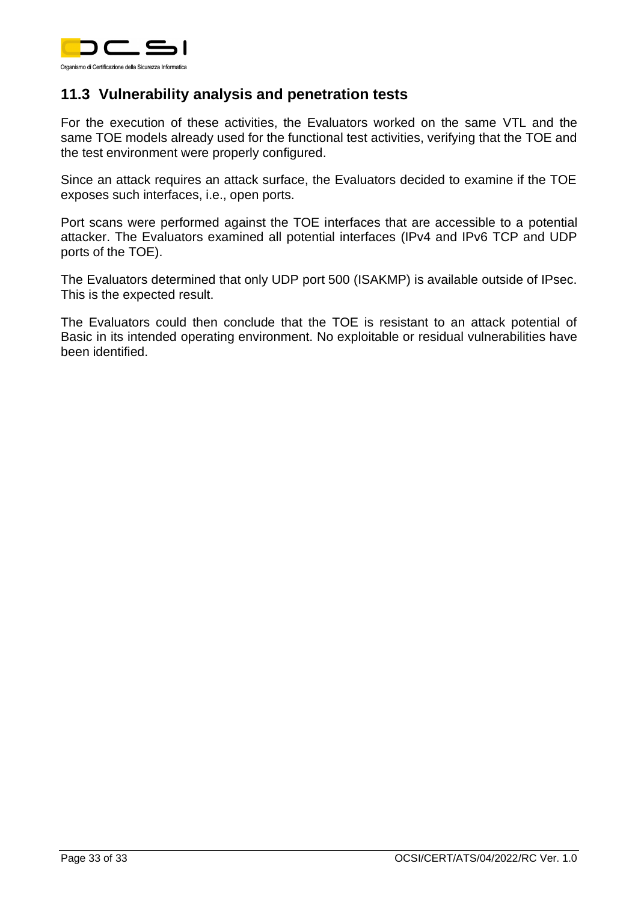## 11.3 Vulnerability analysis and penetration tests

For the execution of these activities, the Evaluators worked on the same VTL and the same TOE models already used for the functional test activities, verifying that the TOE and the test environment were properly configured.

Since an attack requires an attack surface, the Evaluators decided to examine if the TOE exposes such interfaces, i.e., open ports.

Port scans were performed against the TOE interfaces that are accessible to a potential attacker. The Evaluators examined all potential interfaces (IPv4 and IPv6 TCP and UDP ports of the TOE).

The Evaluators determined that only UDP port 500 (ISAKMP) is available outside of IPsec. This is the expected result.

The Evaluators could then conclude that the TOE is resistant to an attack potential of Basic in its intended operating environment. No exploitable or residual vulnerabilities have been identified.